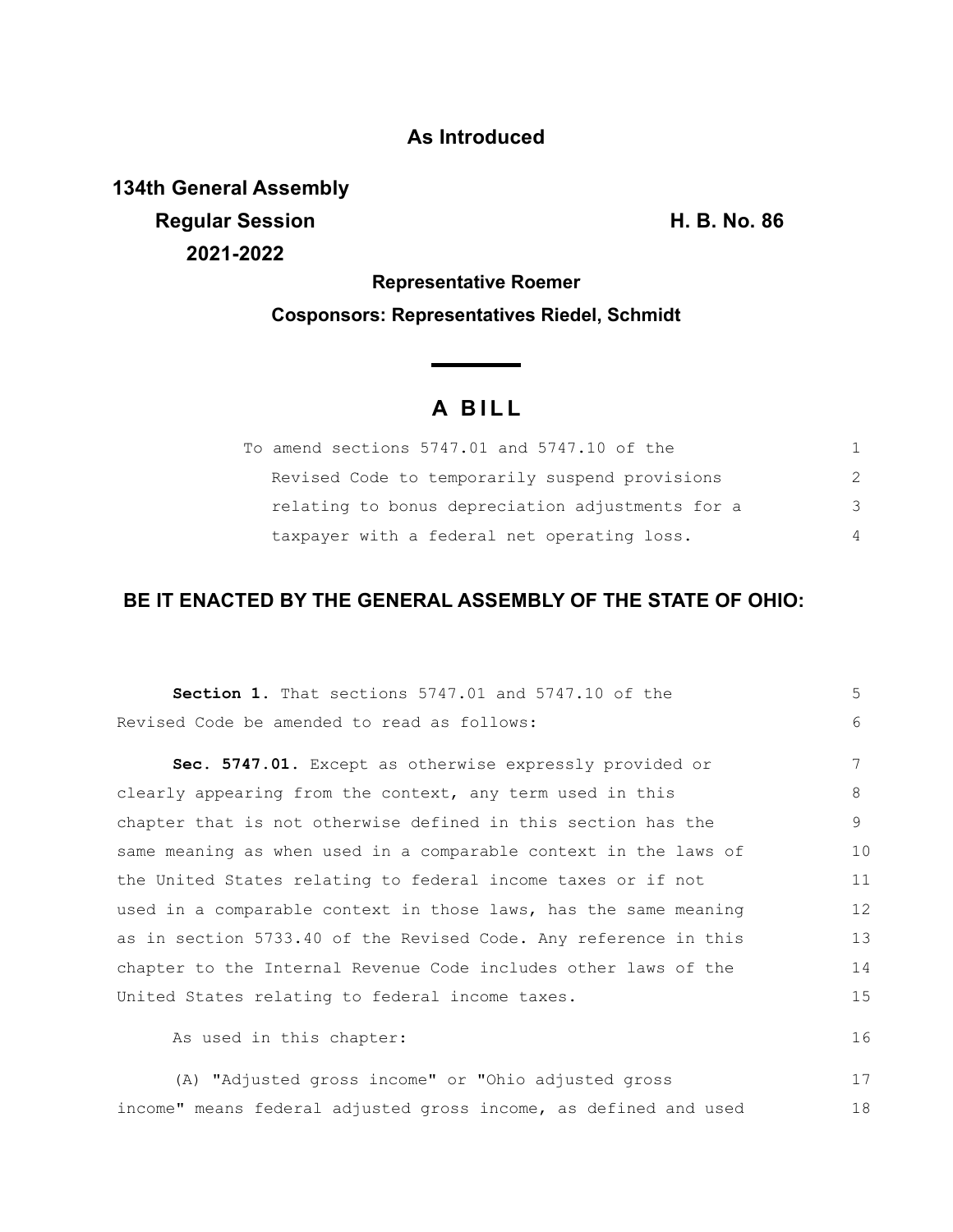**As Introduced**

**134th General Assembly**
**Regular Session** **H. B. No. 86**
**2021-2022**

**Representative Roemer**

**Cosponsors: Representatives Riedel, Schmidt**

# A BILL

To amend sections 5747.01 and 5747.10 of the Revised Code to temporarily suspend provisions relating to bonus depreciation adjustments for a taxpayer with a federal net operating loss.

## BE IT ENACTED BY THE GENERAL ASSEMBLY OF THE STATE OF OHIO:

**Section 1.** That sections 5747.01 and 5747.10 of the Revised Code be amended to read as follows:

**Sec. 5747.01.** Except as otherwise expressly provided or clearly appearing from the context, any term used in this chapter that is not otherwise defined in this section has the same meaning as when used in a comparable context in the laws of the United States relating to federal income taxes or if not used in a comparable context in those laws, has the same meaning as in section 5733.40 of the Revised Code. Any reference in this chapter to the Internal Revenue Code includes other laws of the United States relating to federal income taxes.

As used in this chapter:

(A) "Adjusted gross income" or "Ohio adjusted gross income" means federal adjusted gross income, as defined and used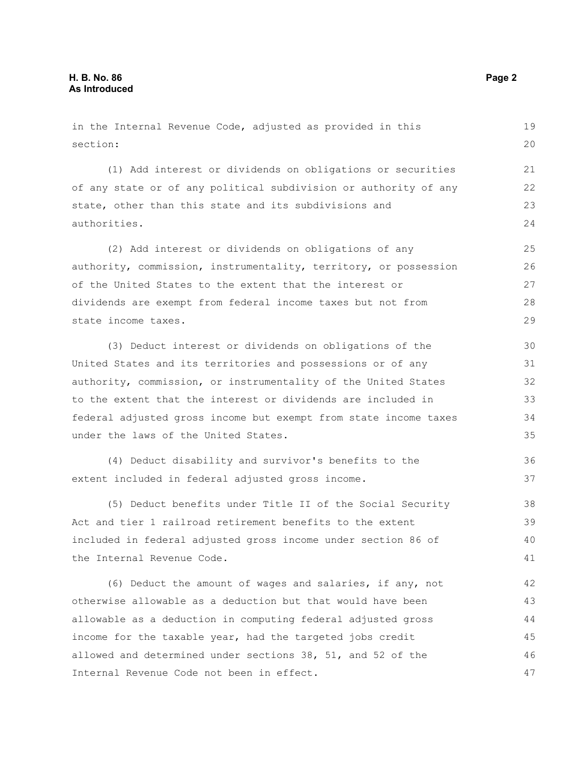in the Internal Revenue Code, adjusted as provided in this section:

(1) Add interest or dividends on obligations or securities of any state or of any political subdivision or authority of any state, other than this state and its subdivisions and authorities.

(2) Add interest or dividends on obligations of any authority, commission, instrumentality, territory, or possession of the United States to the extent that the interest or dividends are exempt from federal income taxes but not from state income taxes.

(3) Deduct interest or dividends on obligations of the United States and its territories and possessions or of any authority, commission, or instrumentality of the United States to the extent that the interest or dividends are included in federal adjusted gross income but exempt from state income taxes under the laws of the United States.

(4) Deduct disability and survivor's benefits to the extent included in federal adjusted gross income.

(5) Deduct benefits under Title II of the Social Security Act and tier 1 railroad retirement benefits to the extent included in federal adjusted gross income under section 86 of the Internal Revenue Code.

(6) Deduct the amount of wages and salaries, if any, not otherwise allowable as a deduction but that would have been allowable as a deduction in computing federal adjusted gross income for the taxable year, had the targeted jobs credit allowed and determined under sections 38, 51, and 52 of the Internal Revenue Code not been in effect.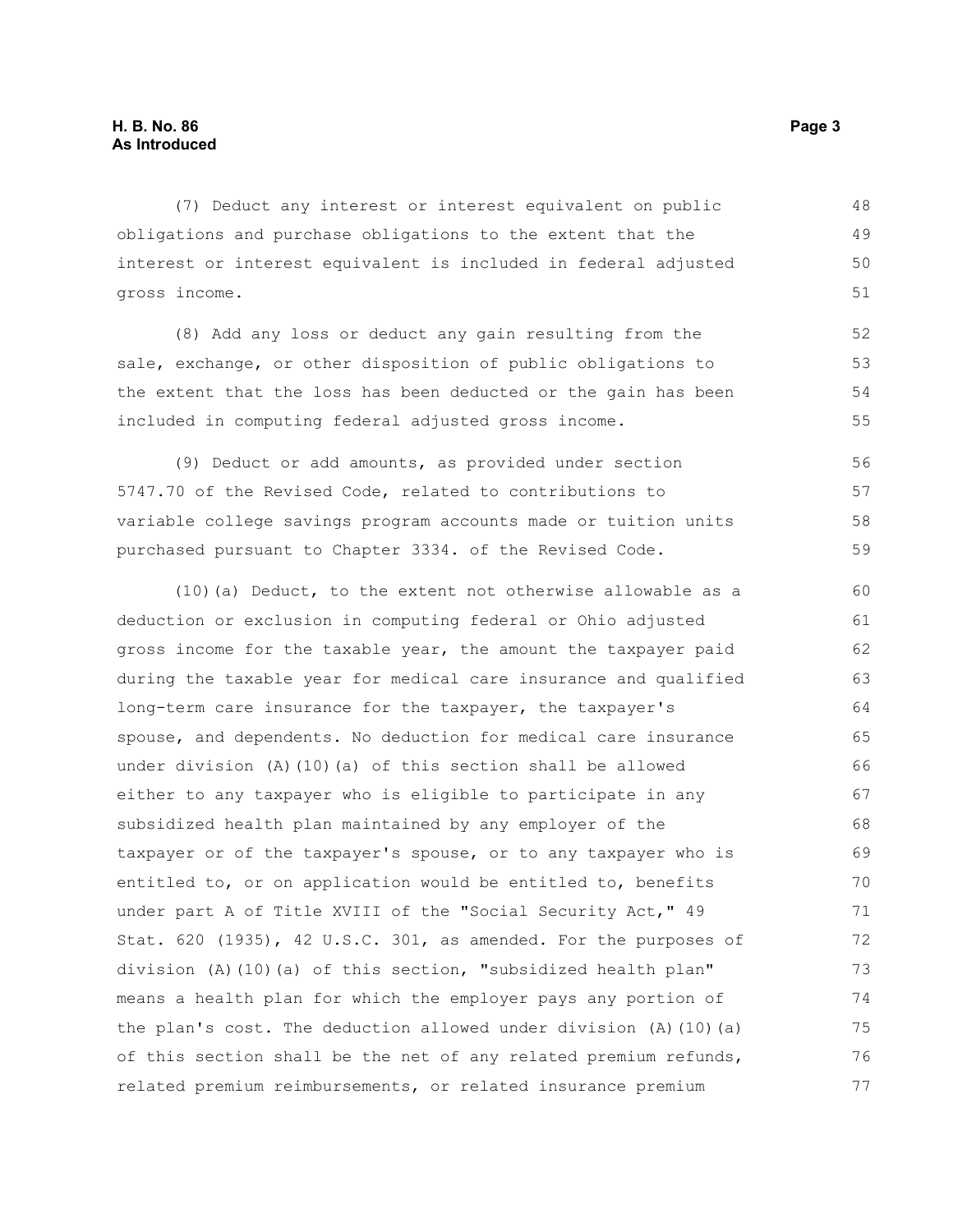(7) Deduct any interest or interest equivalent on public obligations and purchase obligations to the extent that the interest or interest equivalent is included in federal adjusted gross income.

(8) Add any loss or deduct any gain resulting from the sale, exchange, or other disposition of public obligations to the extent that the loss has been deducted or the gain has been included in computing federal adjusted gross income.

(9) Deduct or add amounts, as provided under section 5747.70 of the Revised Code, related to contributions to variable college savings program accounts made or tuition units purchased pursuant to Chapter 3334. of the Revised Code.

(10)(a) Deduct, to the extent not otherwise allowable as a deduction or exclusion in computing federal or Ohio adjusted gross income for the taxable year, the amount the taxpayer paid during the taxable year for medical care insurance and qualified long-term care insurance for the taxpayer, the taxpayer's spouse, and dependents. No deduction for medical care insurance under division (A)(10)(a) of this section shall be allowed either to any taxpayer who is eligible to participate in any subsidized health plan maintained by any employer of the taxpayer or of the taxpayer's spouse, or to any taxpayer who is entitled to, or on application would be entitled to, benefits under part A of Title XVIII of the "Social Security Act," 49 Stat. 620 (1935), 42 U.S.C. 301, as amended. For the purposes of division (A)(10)(a) of this section, "subsidized health plan" means a health plan for which the employer pays any portion of the plan's cost. The deduction allowed under division (A)(10)(a) of this section shall be the net of any related premium refunds, related premium reimbursements, or related insurance premium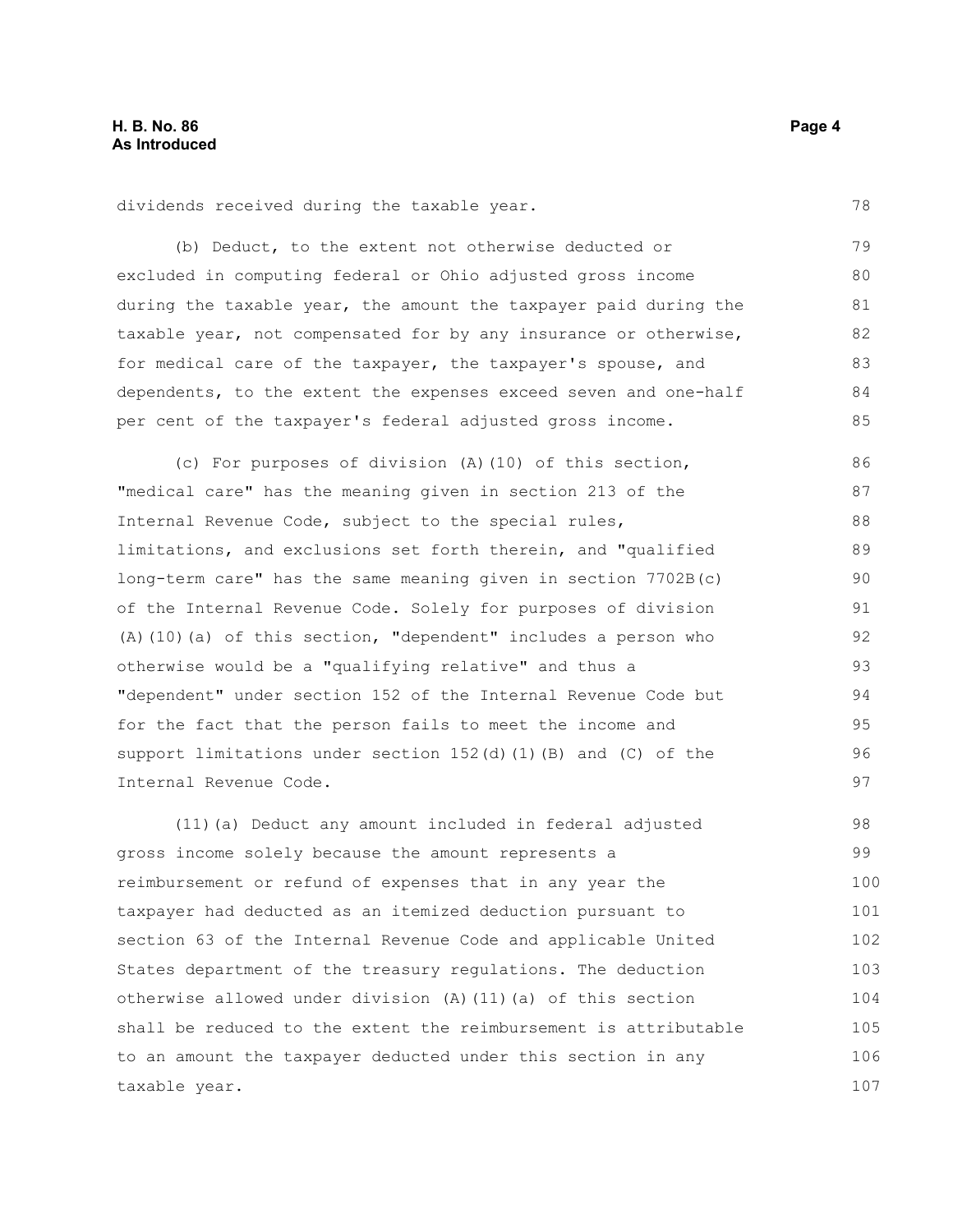dividends received during the taxable year.

(b) Deduct, to the extent not otherwise deducted or excluded in computing federal or Ohio adjusted gross income during the taxable year, the amount the taxpayer paid during the taxable year, not compensated for by any insurance or otherwise, for medical care of the taxpayer, the taxpayer's spouse, and dependents, to the extent the expenses exceed seven and one-half per cent of the taxpayer's federal adjusted gross income.

(c) For purposes of division (A)(10) of this section, "medical care" has the meaning given in section 213 of the Internal Revenue Code, subject to the special rules, limitations, and exclusions set forth therein, and "qualified long-term care" has the same meaning given in section 7702B(c) of the Internal Revenue Code. Solely for purposes of division (A)(10)(a) of this section, "dependent" includes a person who otherwise would be a "qualifying relative" and thus a "dependent" under section 152 of the Internal Revenue Code but for the fact that the person fails to meet the income and support limitations under section 152(d)(1)(B) and (C) of the Internal Revenue Code.

(11)(a) Deduct any amount included in federal adjusted gross income solely because the amount represents a reimbursement or refund of expenses that in any year the taxpayer had deducted as an itemized deduction pursuant to section 63 of the Internal Revenue Code and applicable United States department of the treasury regulations. The deduction otherwise allowed under division (A)(11)(a) of this section shall be reduced to the extent the reimbursement is attributable to an amount the taxpayer deducted under this section in any taxable year.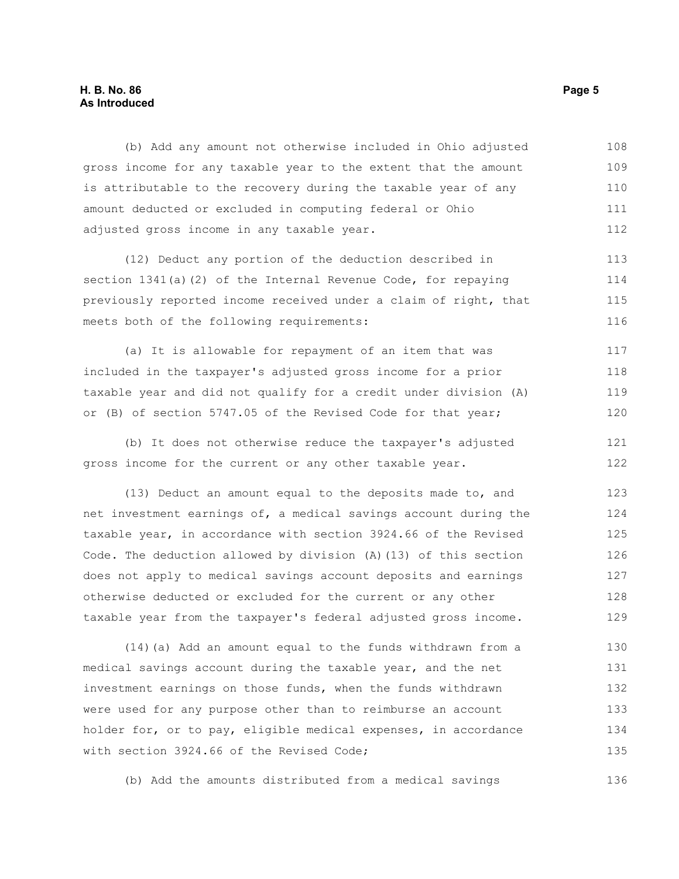(b) Add any amount not otherwise included in Ohio adjusted gross income for any taxable year to the extent that the amount is attributable to the recovery during the taxable year of any amount deducted or excluded in computing federal or Ohio adjusted gross income in any taxable year.

(12) Deduct any portion of the deduction described in section 1341(a)(2) of the Internal Revenue Code, for repaying previously reported income received under a claim of right, that meets both of the following requirements:

(a) It is allowable for repayment of an item that was included in the taxpayer's adjusted gross income for a prior taxable year and did not qualify for a credit under division (A) or (B) of section 5747.05 of the Revised Code for that year;

(b) It does not otherwise reduce the taxpayer's adjusted gross income for the current or any other taxable year.

(13) Deduct an amount equal to the deposits made to, and net investment earnings of, a medical savings account during the taxable year, in accordance with section 3924.66 of the Revised Code. The deduction allowed by division (A)(13) of this section does not apply to medical savings account deposits and earnings otherwise deducted or excluded for the current or any other taxable year from the taxpayer's federal adjusted gross income.

(14)(a) Add an amount equal to the funds withdrawn from a medical savings account during the taxable year, and the net investment earnings on those funds, when the funds withdrawn were used for any purpose other than to reimburse an account holder for, or to pay, eligible medical expenses, in accordance with section 3924.66 of the Revised Code;

(b) Add the amounts distributed from a medical savings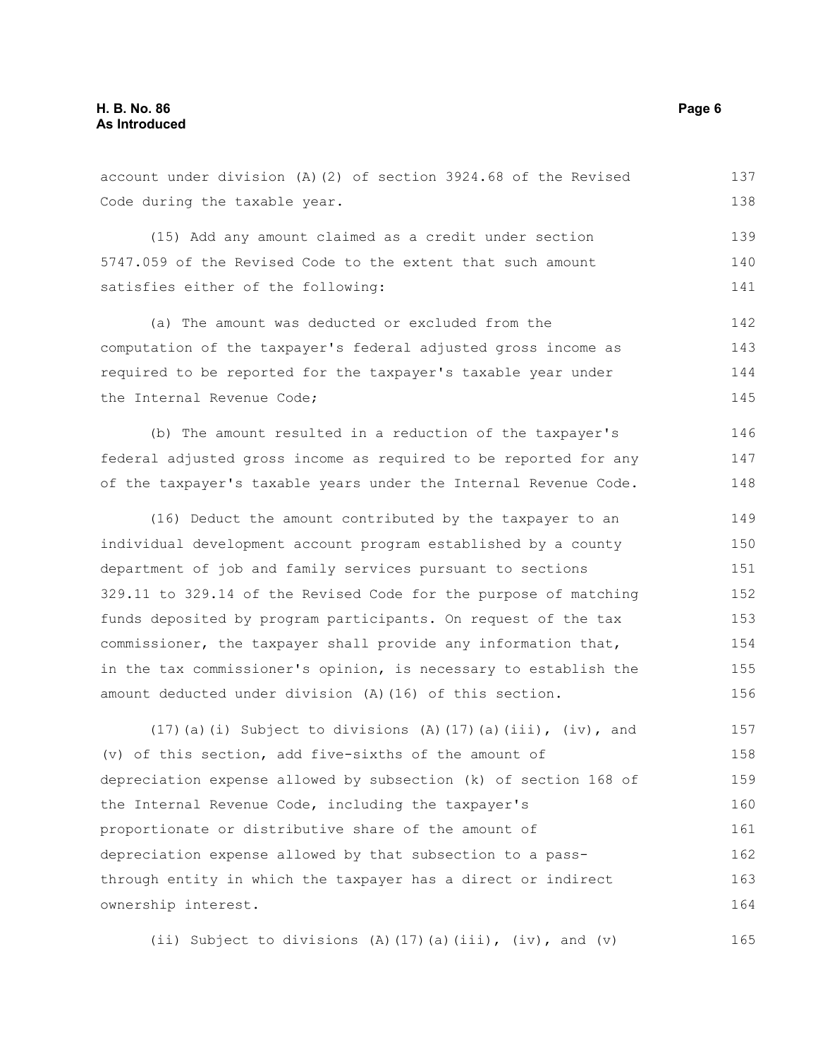account under division (A)(2) of section 3924.68 of the Revised Code during the taxable year.

(15) Add any amount claimed as a credit under section 5747.059 of the Revised Code to the extent that such amount satisfies either of the following:

(a) The amount was deducted or excluded from the computation of the taxpayer's federal adjusted gross income as required to be reported for the taxpayer's taxable year under the Internal Revenue Code;

(b) The amount resulted in a reduction of the taxpayer's federal adjusted gross income as required to be reported for any of the taxpayer's taxable years under the Internal Revenue Code.

(16) Deduct the amount contributed by the taxpayer to an individual development account program established by a county department of job and family services pursuant to sections 329.11 to 329.14 of the Revised Code for the purpose of matching funds deposited by program participants. On request of the tax commissioner, the taxpayer shall provide any information that, in the tax commissioner's opinion, is necessary to establish the amount deducted under division (A)(16) of this section.

(17)(a)(i) Subject to divisions (A)(17)(a)(iii), (iv), and (v) of this section, add five-sixths of the amount of depreciation expense allowed by subsection (k) of section 168 of the Internal Revenue Code, including the taxpayer's proportionate or distributive share of the amount of depreciation expense allowed by that subsection to a pass-through entity in which the taxpayer has a direct or indirect ownership interest.

(ii) Subject to divisions (A)(17)(a)(iii), (iv), and (v)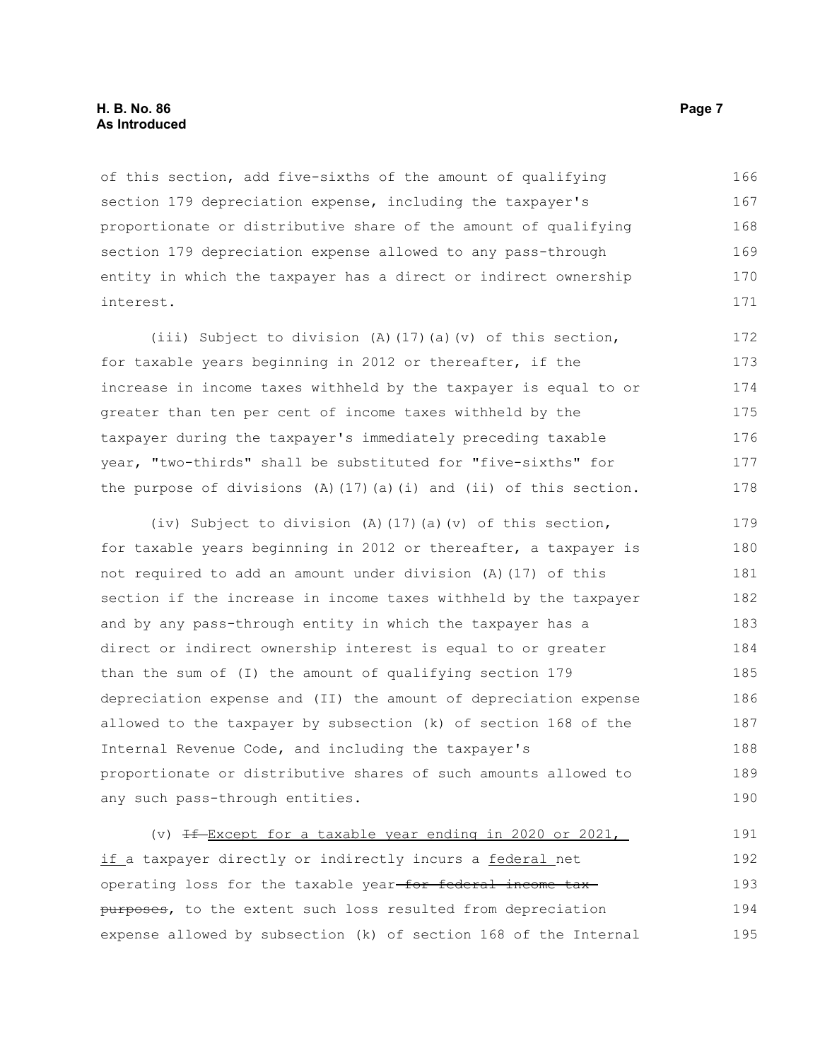of this section, add five-sixths of the amount of qualifying section 179 depreciation expense, including the taxpayer's proportionate or distributive share of the amount of qualifying section 179 depreciation expense allowed to any pass-through entity in which the taxpayer has a direct or indirect ownership interest.

(iii) Subject to division (A)(17)(a)(v) of this section, for taxable years beginning in 2012 or thereafter, if the increase in income taxes withheld by the taxpayer is equal to or greater than ten per cent of income taxes withheld by the taxpayer during the taxpayer's immediately preceding taxable year, "two-thirds" shall be substituted for "five-sixths" for the purpose of divisions (A)(17)(a)(i) and (ii) of this section.

(iv) Subject to division (A)(17)(a)(v) of this section, for taxable years beginning in 2012 or thereafter, a taxpayer is not required to add an amount under division (A)(17) of this section if the increase in income taxes withheld by the taxpayer and by any pass-through entity in which the taxpayer has a direct or indirect ownership interest is equal to or greater than the sum of (I) the amount of qualifying section 179 depreciation expense and (II) the amount of depreciation expense allowed to the taxpayer by subsection (k) of section 168 of the Internal Revenue Code, and including the taxpayer's proportionate or distributive shares of such amounts allowed to any such pass-through entities.

(v) ~~If~~ <u>Except for a taxable year ending in 2020 or 2021, if</u> a taxpayer directly or indirectly incurs a <u>federal</u> net operating loss for the taxable year ~~for federal income tax purposes~~, to the extent such loss resulted from depreciation expense allowed by subsection (k) of section 168 of the Internal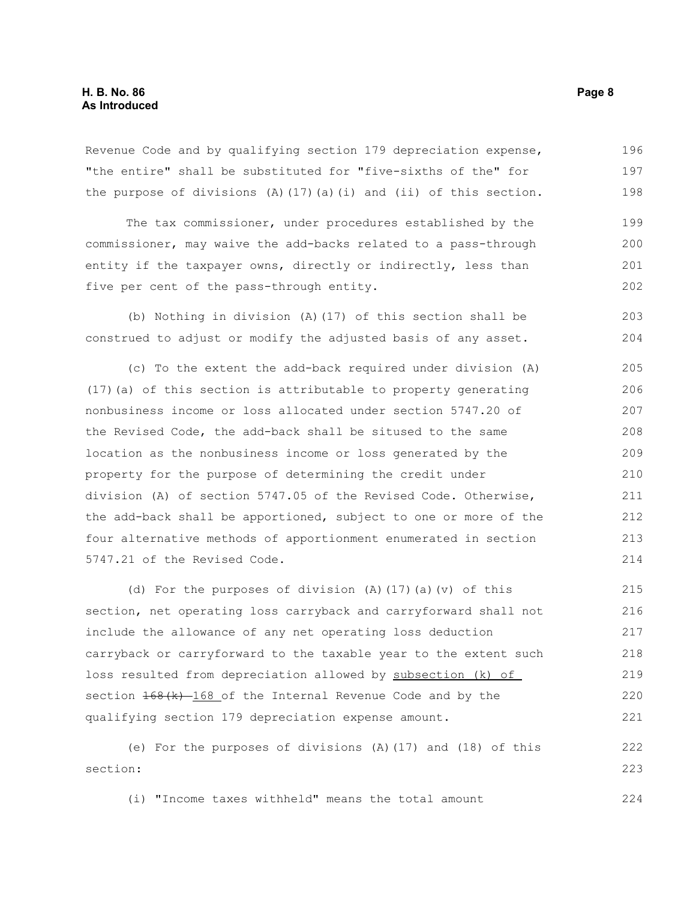Revenue Code and by qualifying section 179 depreciation expense, "the entire" shall be substituted for "five-sixths of the" for the purpose of divisions (A)(17)(a)(i) and (ii) of this section.

The tax commissioner, under procedures established by the commissioner, may waive the add-backs related to a pass-through entity if the taxpayer owns, directly or indirectly, less than five per cent of the pass-through entity.

(b) Nothing in division (A)(17) of this section shall be construed to adjust or modify the adjusted basis of any asset.

(c) To the extent the add-back required under division (A)(17)(a) of this section is attributable to property generating nonbusiness income or loss allocated under section 5747.20 of the Revised Code, the add-back shall be sitused to the same location as the nonbusiness income or loss generated by the property for the purpose of determining the credit under division (A) of section 5747.05 of the Revised Code. Otherwise, the add-back shall be apportioned, subject to one or more of the four alternative methods of apportionment enumerated in section 5747.21 of the Revised Code.

(d) For the purposes of division (A)(17)(a)(v) of this section, net operating loss carryback and carryforward shall not include the allowance of any net operating loss deduction carryback or carryforward to the taxable year to the extent such loss resulted from depreciation allowed by <u>subsection (k) of</u> section ~~168(k)~~ <u>168</u> of the Internal Revenue Code and by the qualifying section 179 depreciation expense amount.

(e) For the purposes of divisions (A)(17) and (18) of this section:

(i) "Income taxes withheld" means the total amount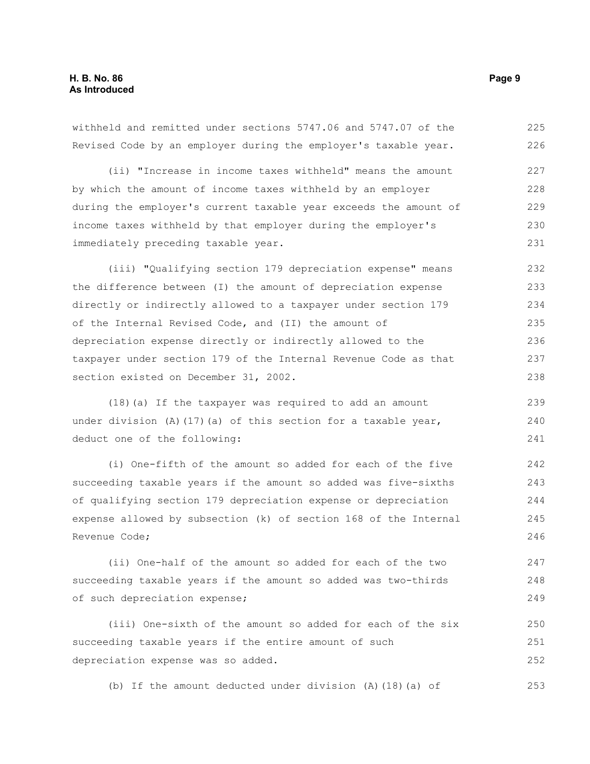withheld and remitted under sections 5747.06 and 5747.07 of the Revised Code by an employer during the employer's taxable year.

(ii) "Increase in income taxes withheld" means the amount by which the amount of income taxes withheld by an employer during the employer's current taxable year exceeds the amount of income taxes withheld by that employer during the employer's immediately preceding taxable year.

(iii) "Qualifying section 179 depreciation expense" means the difference between (I) the amount of depreciation expense directly or indirectly allowed to a taxpayer under section 179 of the Internal Revised Code, and (II) the amount of depreciation expense directly or indirectly allowed to the taxpayer under section 179 of the Internal Revenue Code as that section existed on December 31, 2002.

(18)(a) If the taxpayer was required to add an amount under division (A)(17)(a) of this section for a taxable year, deduct one of the following:

(i) One-fifth of the amount so added for each of the five succeeding taxable years if the amount so added was five-sixths of qualifying section 179 depreciation expense or depreciation expense allowed by subsection (k) of section 168 of the Internal Revenue Code;

(ii) One-half of the amount so added for each of the two succeeding taxable years if the amount so added was two-thirds of such depreciation expense;

(iii) One-sixth of the amount so added for each of the six succeeding taxable years if the entire amount of such depreciation expense was so added.

(b) If the amount deducted under division (A)(18)(a) of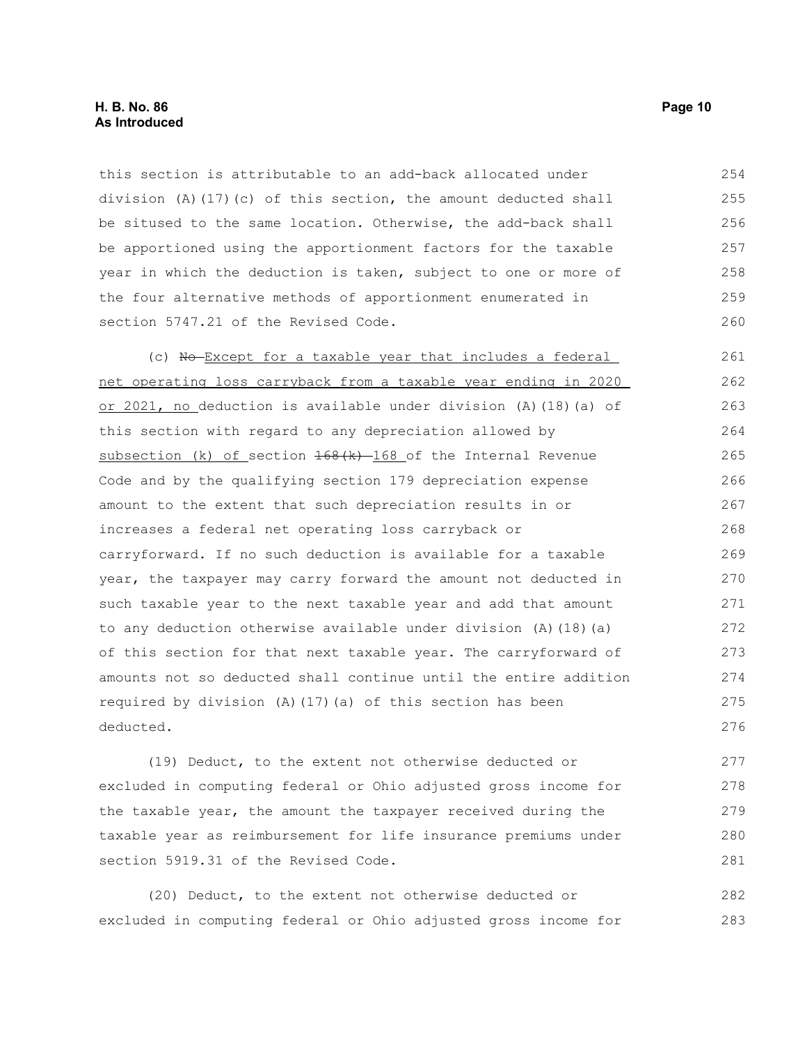this section is attributable to an add-back allocated under division (A)(17)(c) of this section, the amount deducted shall be sitused to the same location. Otherwise, the add-back shall be apportioned using the apportionment factors for the taxable year in which the deduction is taken, subject to one or more of the four alternative methods of apportionment enumerated in section 5747.21 of the Revised Code.

(c) ~~No~~ Except for a taxable year that includes a federal net operating loss carryback from a taxable year ending in 2020 or 2021, no deduction is available under division (A)(18)(a) of this section with regard to any depreciation allowed by subsection (k) of section ~~168(k)~~ 168 of the Internal Revenue Code and by the qualifying section 179 depreciation expense amount to the extent that such depreciation results in or increases a federal net operating loss carryback or carryforward. If no such deduction is available for a taxable year, the taxpayer may carry forward the amount not deducted in such taxable year to the next taxable year and add that amount to any deduction otherwise available under division (A)(18)(a) of this section for that next taxable year. The carryforward of amounts not so deducted shall continue until the entire addition required by division (A)(17)(a) of this section has been deducted.

(19) Deduct, to the extent not otherwise deducted or excluded in computing federal or Ohio adjusted gross income for the taxable year, the amount the taxpayer received during the taxable year as reimbursement for life insurance premiums under section 5919.31 of the Revised Code.

(20) Deduct, to the extent not otherwise deducted or excluded in computing federal or Ohio adjusted gross income for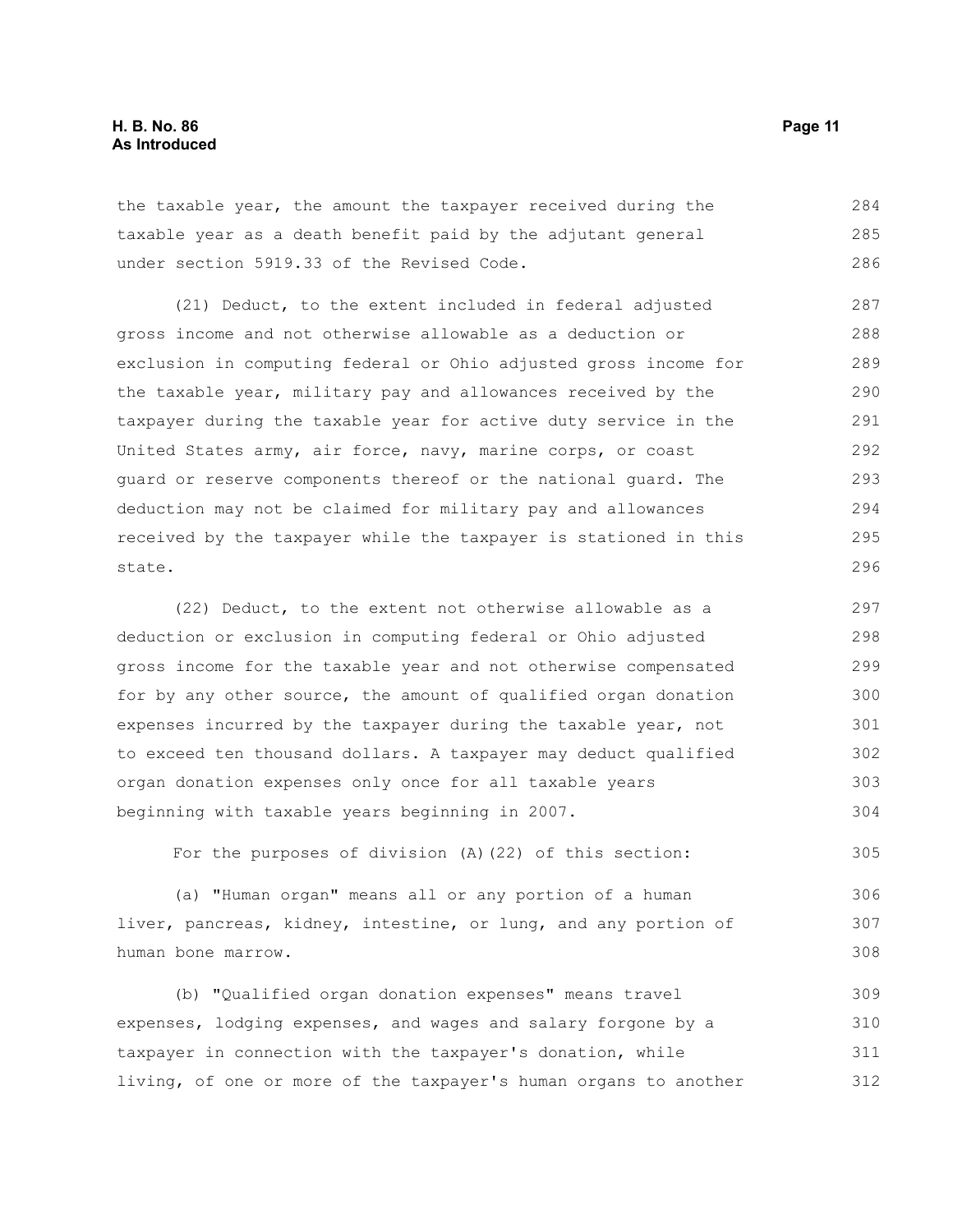the taxable year, the amount the taxpayer received during the taxable year as a death benefit paid by the adjutant general under section 5919.33 of the Revised Code.

(21) Deduct, to the extent included in federal adjusted gross income and not otherwise allowable as a deduction or exclusion in computing federal or Ohio adjusted gross income for the taxable year, military pay and allowances received by the taxpayer during the taxable year for active duty service in the United States army, air force, navy, marine corps, or coast guard or reserve components thereof or the national guard. The deduction may not be claimed for military pay and allowances received by the taxpayer while the taxpayer is stationed in this state.

(22) Deduct, to the extent not otherwise allowable as a deduction or exclusion in computing federal or Ohio adjusted gross income for the taxable year and not otherwise compensated for by any other source, the amount of qualified organ donation expenses incurred by the taxpayer during the taxable year, not to exceed ten thousand dollars. A taxpayer may deduct qualified organ donation expenses only once for all taxable years beginning with taxable years beginning in 2007.

For the purposes of division (A)(22) of this section:

(a) "Human organ" means all or any portion of a human liver, pancreas, kidney, intestine, or lung, and any portion of human bone marrow.

(b) "Qualified organ donation expenses" means travel expenses, lodging expenses, and wages and salary forgone by a taxpayer in connection with the taxpayer's donation, while living, of one or more of the taxpayer's human organs to another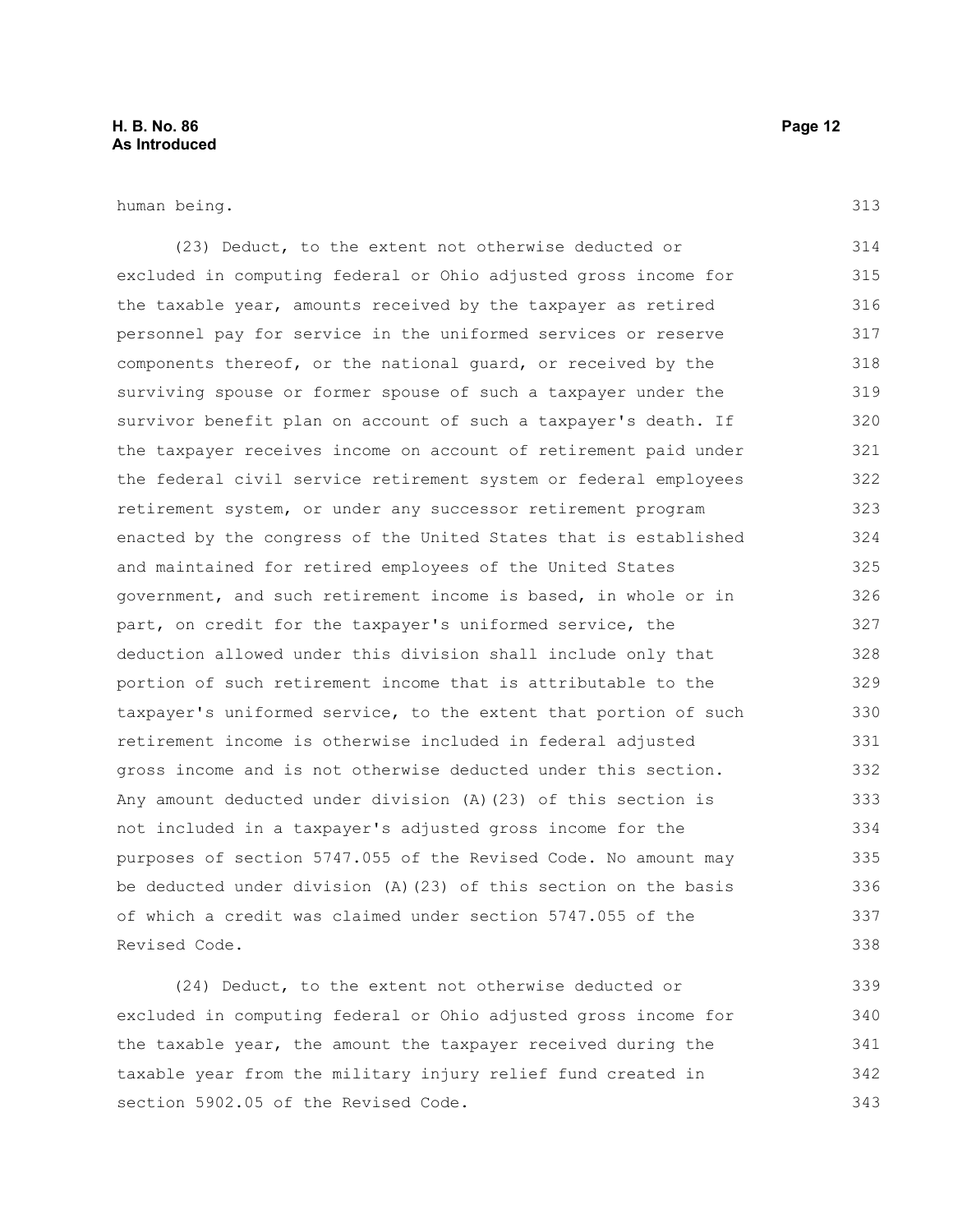human being.

(23) Deduct, to the extent not otherwise deducted or excluded in computing federal or Ohio adjusted gross income for the taxable year, amounts received by the taxpayer as retired personnel pay for service in the uniformed services or reserve components thereof, or the national guard, or received by the surviving spouse or former spouse of such a taxpayer under the survivor benefit plan on account of such a taxpayer's death. If the taxpayer receives income on account of retirement paid under the federal civil service retirement system or federal employees retirement system, or under any successor retirement program enacted by the congress of the United States that is established and maintained for retired employees of the United States government, and such retirement income is based, in whole or in part, on credit for the taxpayer's uniformed service, the deduction allowed under this division shall include only that portion of such retirement income that is attributable to the taxpayer's uniformed service, to the extent that portion of such retirement income is otherwise included in federal adjusted gross income and is not otherwise deducted under this section. Any amount deducted under division (A)(23) of this section is not included in a taxpayer's adjusted gross income for the purposes of section 5747.055 of the Revised Code. No amount may be deducted under division (A)(23) of this section on the basis of which a credit was claimed under section 5747.055 of the Revised Code.

(24) Deduct, to the extent not otherwise deducted or excluded in computing federal or Ohio adjusted gross income for the taxable year, the amount the taxpayer received during the taxable year from the military injury relief fund created in section 5902.05 of the Revised Code.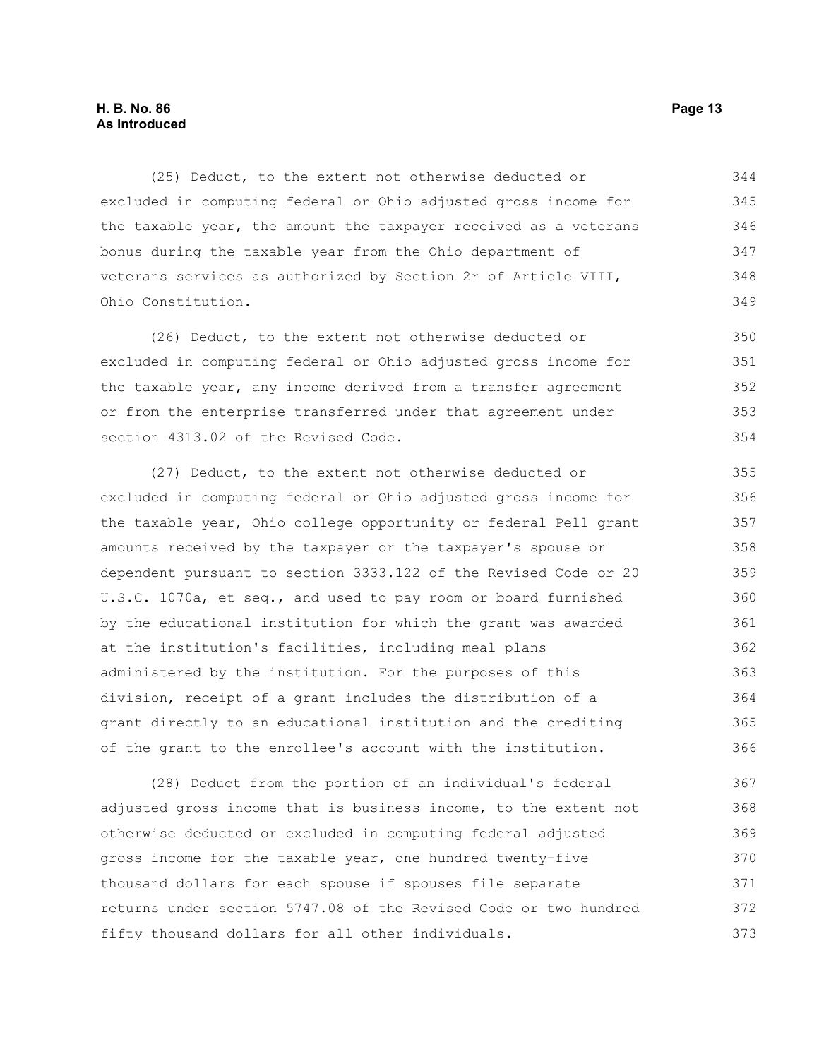(25) Deduct, to the extent not otherwise deducted or excluded in computing federal or Ohio adjusted gross income for the taxable year, the amount the taxpayer received as a veterans bonus during the taxable year from the Ohio department of veterans services as authorized by Section 2r of Article VIII, Ohio Constitution.

(26) Deduct, to the extent not otherwise deducted or excluded in computing federal or Ohio adjusted gross income for the taxable year, any income derived from a transfer agreement or from the enterprise transferred under that agreement under section 4313.02 of the Revised Code.

(27) Deduct, to the extent not otherwise deducted or excluded in computing federal or Ohio adjusted gross income for the taxable year, Ohio college opportunity or federal Pell grant amounts received by the taxpayer or the taxpayer's spouse or dependent pursuant to section 3333.122 of the Revised Code or 20 U.S.C. 1070a, et seq., and used to pay room or board furnished by the educational institution for which the grant was awarded at the institution's facilities, including meal plans administered by the institution. For the purposes of this division, receipt of a grant includes the distribution of a grant directly to an educational institution and the crediting of the grant to the enrollee's account with the institution.

(28) Deduct from the portion of an individual's federal adjusted gross income that is business income, to the extent not otherwise deducted or excluded in computing federal adjusted gross income for the taxable year, one hundred twenty-five thousand dollars for each spouse if spouses file separate returns under section 5747.08 of the Revised Code or two hundred fifty thousand dollars for all other individuals.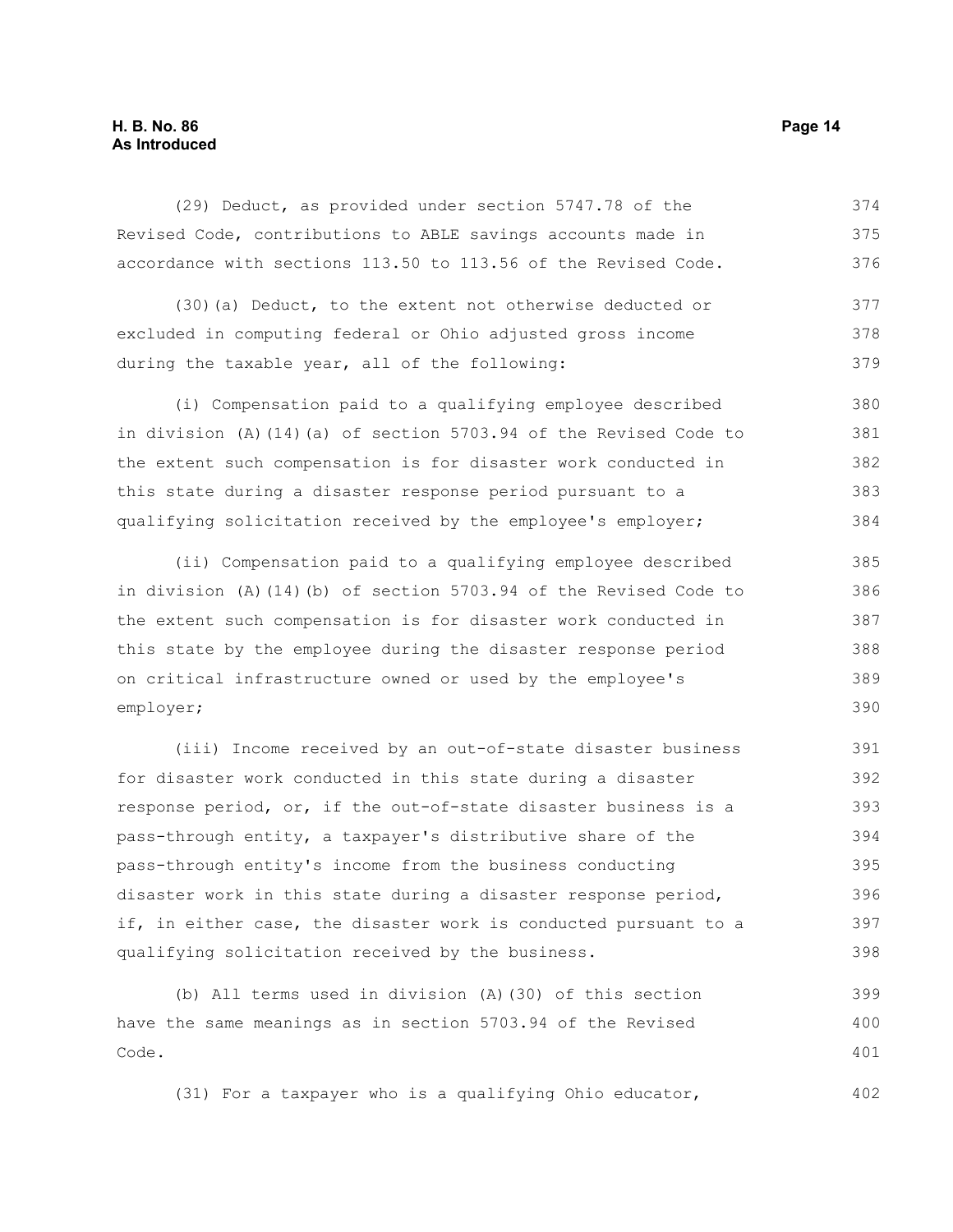(29) Deduct, as provided under section 5747.78 of the Revised Code, contributions to ABLE savings accounts made in accordance with sections 113.50 to 113.56 of the Revised Code.

(30)(a) Deduct, to the extent not otherwise deducted or excluded in computing federal or Ohio adjusted gross income during the taxable year, all of the following:

(i) Compensation paid to a qualifying employee described in division (A)(14)(a) of section 5703.94 of the Revised Code to the extent such compensation is for disaster work conducted in this state during a disaster response period pursuant to a qualifying solicitation received by the employee's employer;

(ii) Compensation paid to a qualifying employee described in division (A)(14)(b) of section 5703.94 of the Revised Code to the extent such compensation is for disaster work conducted in this state by the employee during the disaster response period on critical infrastructure owned or used by the employee's employer;

(iii) Income received by an out-of-state disaster business for disaster work conducted in this state during a disaster response period, or, if the out-of-state disaster business is a pass-through entity, a taxpayer's distributive share of the pass-through entity's income from the business conducting disaster work in this state during a disaster response period, if, in either case, the disaster work is conducted pursuant to a qualifying solicitation received by the business.

(b) All terms used in division (A)(30) of this section have the same meanings as in section 5703.94 of the Revised Code.

(31) For a taxpayer who is a qualifying Ohio educator,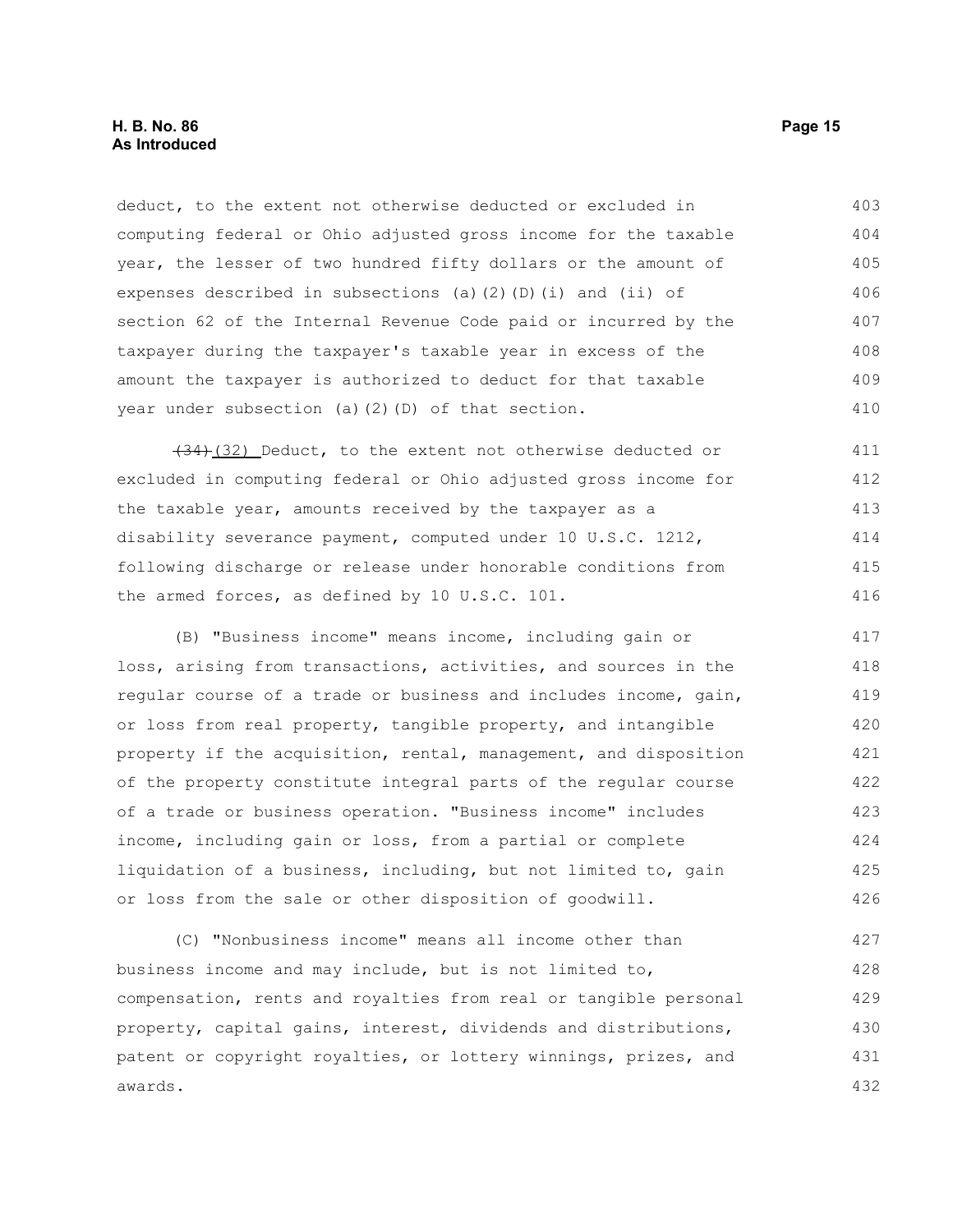deduct, to the extent not otherwise deducted or excluded in computing federal or Ohio adjusted gross income for the taxable year, the lesser of two hundred fifty dollars or the amount of expenses described in subsections (a)(2)(D)(i) and (ii) of section 62 of the Internal Revenue Code paid or incurred by the taxpayer during the taxpayer's taxable year in excess of the amount the taxpayer is authorized to deduct for that taxable year under subsection (a)(2)(D) of that section.

~~(34)~~(32) Deduct, to the extent not otherwise deducted or excluded in computing federal or Ohio adjusted gross income for the taxable year, amounts received by the taxpayer as a disability severance payment, computed under 10 U.S.C. 1212, following discharge or release under honorable conditions from the armed forces, as defined by 10 U.S.C. 101.

(B) "Business income" means income, including gain or loss, arising from transactions, activities, and sources in the regular course of a trade or business and includes income, gain, or loss from real property, tangible property, and intangible property if the acquisition, rental, management, and disposition of the property constitute integral parts of the regular course of a trade or business operation. "Business income" includes income, including gain or loss, from a partial or complete liquidation of a business, including, but not limited to, gain or loss from the sale or other disposition of goodwill.

(C) "Nonbusiness income" means all income other than business income and may include, but is not limited to, compensation, rents and royalties from real or tangible personal property, capital gains, interest, dividends and distributions, patent or copyright royalties, or lottery winnings, prizes, and awards.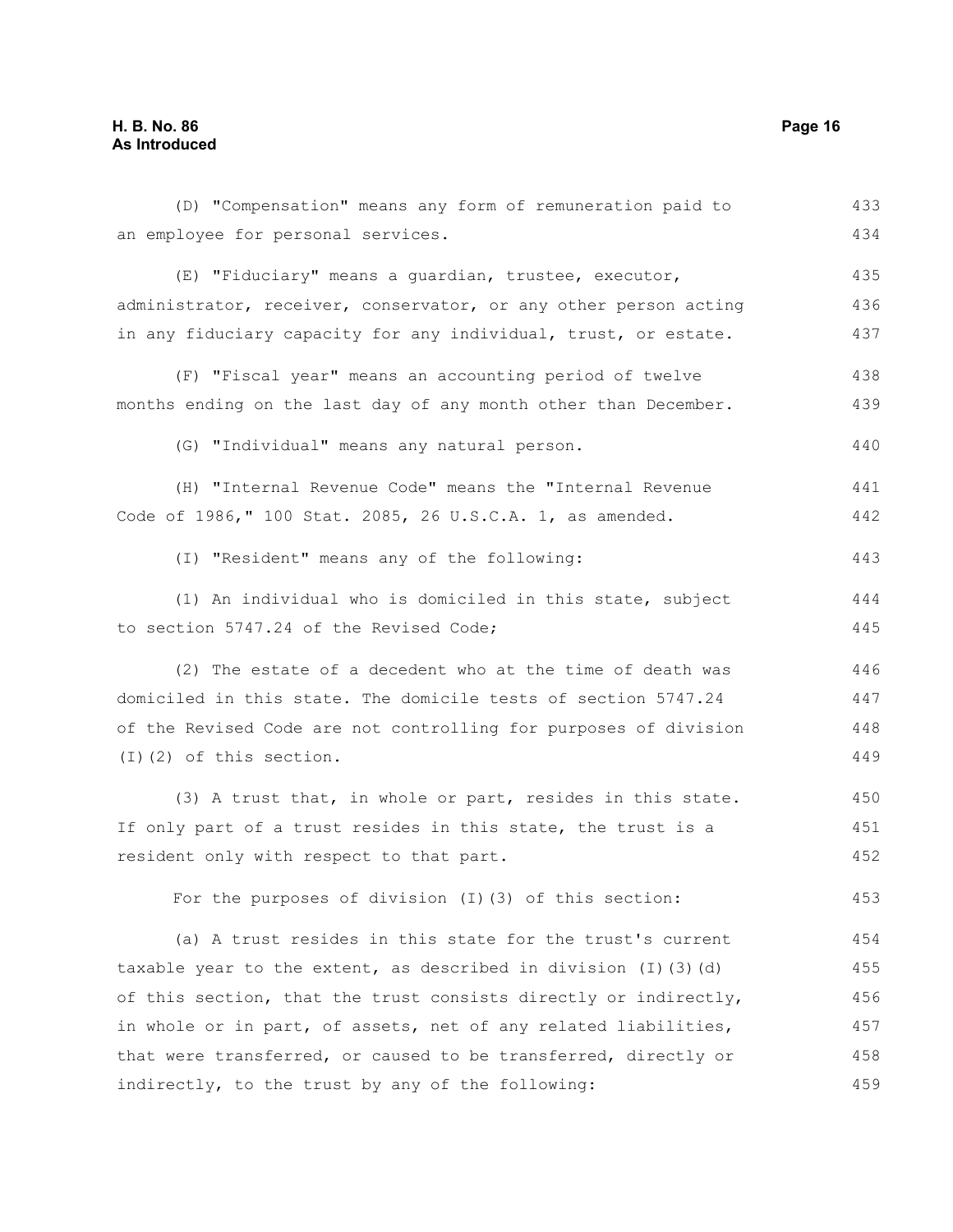(D) "Compensation" means any form of remuneration paid to an employee for personal services.

(E) "Fiduciary" means a guardian, trustee, executor, administrator, receiver, conservator, or any other person acting in any fiduciary capacity for any individual, trust, or estate.

(F) "Fiscal year" means an accounting period of twelve months ending on the last day of any month other than December.

(G) "Individual" means any natural person.

(H) "Internal Revenue Code" means the "Internal Revenue Code of 1986," 100 Stat. 2085, 26 U.S.C.A. 1, as amended.

(I) "Resident" means any of the following:

(1) An individual who is domiciled in this state, subject to section 5747.24 of the Revised Code;

(2) The estate of a decedent who at the time of death was domiciled in this state. The domicile tests of section 5747.24 of the Revised Code are not controlling for purposes of division (I)(2) of this section.

(3) A trust that, in whole or part, resides in this state. If only part of a trust resides in this state, the trust is a resident only with respect to that part.

For the purposes of division (I)(3) of this section:

(a) A trust resides in this state for the trust's current taxable year to the extent, as described in division (I)(3)(d) of this section, that the trust consists directly or indirectly, in whole or in part, of assets, net of any related liabilities, that were transferred, or caused to be transferred, directly or indirectly, to the trust by any of the following: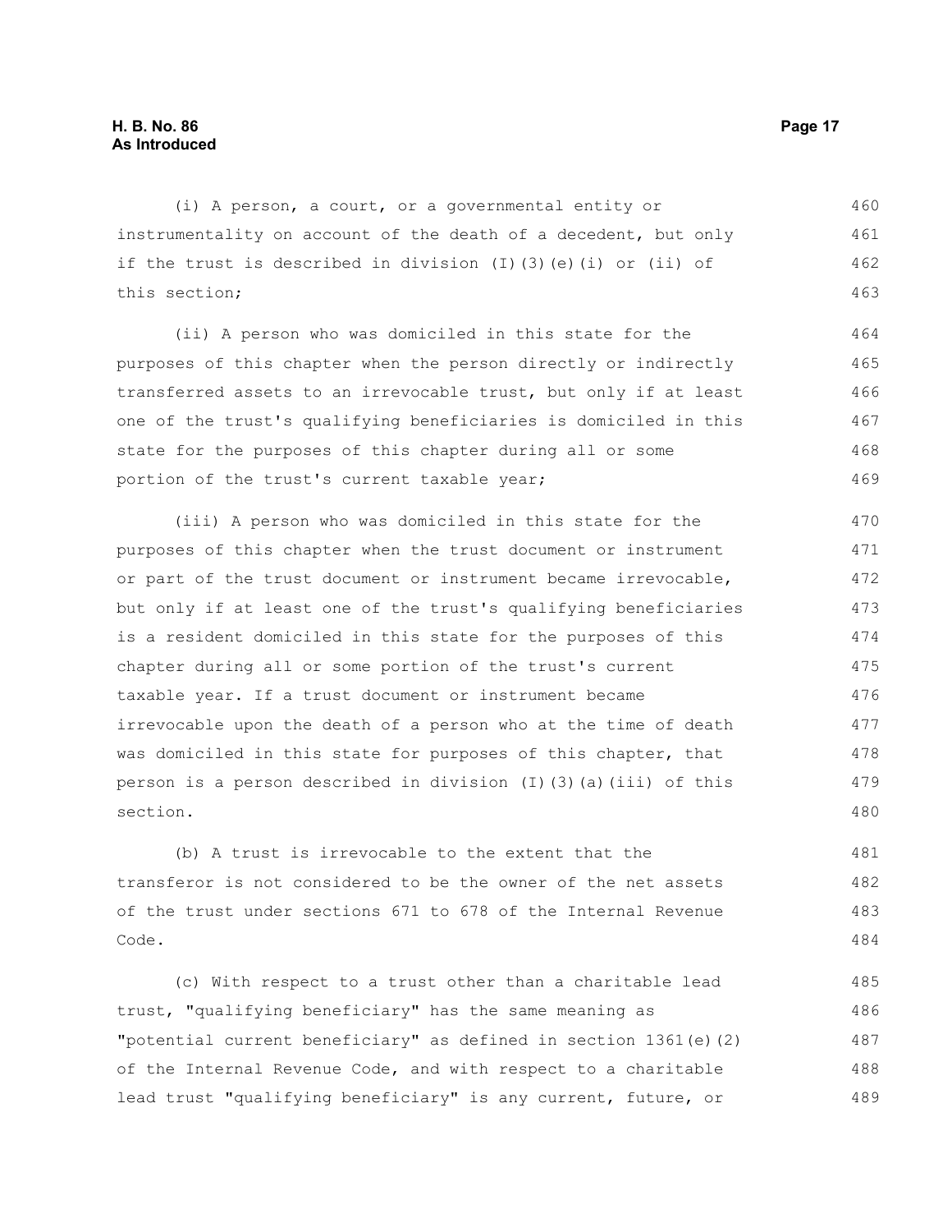(i) A person, a court, or a governmental entity or instrumentality on account of the death of a decedent, but only if the trust is described in division (I)(3)(e)(i) or (ii) of this section;

(ii) A person who was domiciled in this state for the purposes of this chapter when the person directly or indirectly transferred assets to an irrevocable trust, but only if at least one of the trust's qualifying beneficiaries is domiciled in this state for the purposes of this chapter during all or some portion of the trust's current taxable year;

(iii) A person who was domiciled in this state for the purposes of this chapter when the trust document or instrument or part of the trust document or instrument became irrevocable, but only if at least one of the trust's qualifying beneficiaries is a resident domiciled in this state for the purposes of this chapter during all or some portion of the trust's current taxable year. If a trust document or instrument became irrevocable upon the death of a person who at the time of death was domiciled in this state for purposes of this chapter, that person is a person described in division (I)(3)(a)(iii) of this section.

(b) A trust is irrevocable to the extent that the transferor is not considered to be the owner of the net assets of the trust under sections 671 to 678 of the Internal Revenue Code.

(c) With respect to a trust other than a charitable lead trust, "qualifying beneficiary" has the same meaning as "potential current beneficiary" as defined in section 1361(e)(2) of the Internal Revenue Code, and with respect to a charitable lead trust "qualifying beneficiary" is any current, future, or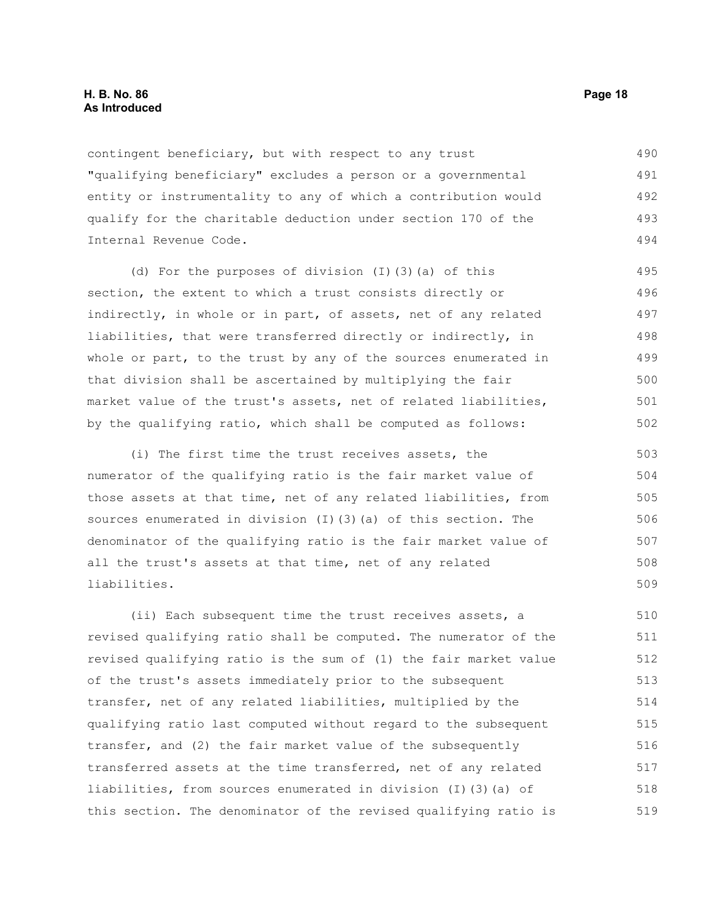contingent beneficiary, but with respect to any trust "qualifying beneficiary" excludes a person or a governmental entity or instrumentality to any of which a contribution would qualify for the charitable deduction under section 170 of the Internal Revenue Code.

(d) For the purposes of division (I)(3)(a) of this section, the extent to which a trust consists directly or indirectly, in whole or in part, of assets, net of any related liabilities, that were transferred directly or indirectly, in whole or part, to the trust by any of the sources enumerated in that division shall be ascertained by multiplying the fair market value of the trust's assets, net of related liabilities, by the qualifying ratio, which shall be computed as follows:

(i) The first time the trust receives assets, the numerator of the qualifying ratio is the fair market value of those assets at that time, net of any related liabilities, from sources enumerated in division (I)(3)(a) of this section. The denominator of the qualifying ratio is the fair market value of all the trust's assets at that time, net of any related liabilities.

(ii) Each subsequent time the trust receives assets, a revised qualifying ratio shall be computed. The numerator of the revised qualifying ratio is the sum of (1) the fair market value of the trust's assets immediately prior to the subsequent transfer, net of any related liabilities, multiplied by the qualifying ratio last computed without regard to the subsequent transfer, and (2) the fair market value of the subsequently transferred assets at the time transferred, net of any related liabilities, from sources enumerated in division (I)(3)(a) of this section. The denominator of the revised qualifying ratio is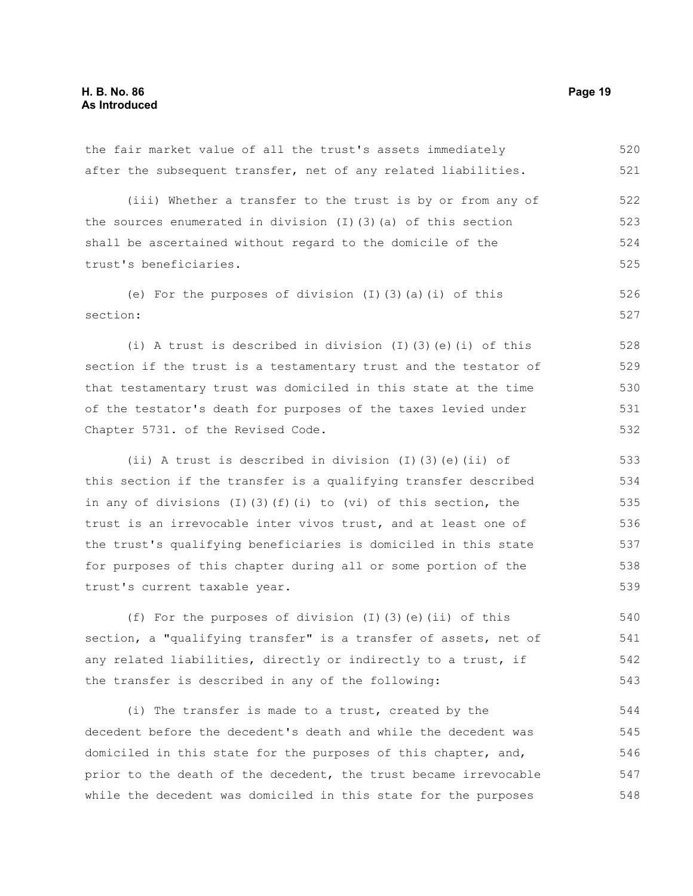the fair market value of all the trust's assets immediately after the subsequent transfer, net of any related liabilities.

(iii) Whether a transfer to the trust is by or from any of the sources enumerated in division (I)(3)(a) of this section shall be ascertained without regard to the domicile of the trust's beneficiaries.

(e) For the purposes of division (I)(3)(a)(i) of this section:

(i) A trust is described in division (I)(3)(e)(i) of this section if the trust is a testamentary trust and the testator of that testamentary trust was domiciled in this state at the time of the testator's death for purposes of the taxes levied under Chapter 5731. of the Revised Code.

(ii) A trust is described in division (I)(3)(e)(ii) of this section if the transfer is a qualifying transfer described in any of divisions (I)(3)(f)(i) to (vi) of this section, the trust is an irrevocable inter vivos trust, and at least one of the trust's qualifying beneficiaries is domiciled in this state for purposes of this chapter during all or some portion of the trust's current taxable year.

(f) For the purposes of division (I)(3)(e)(ii) of this section, a "qualifying transfer" is a transfer of assets, net of any related liabilities, directly or indirectly to a trust, if the transfer is described in any of the following:

(i) The transfer is made to a trust, created by the decedent before the decedent's death and while the decedent was domiciled in this state for the purposes of this chapter, and, prior to the death of the decedent, the trust became irrevocable while the decedent was domiciled in this state for the purposes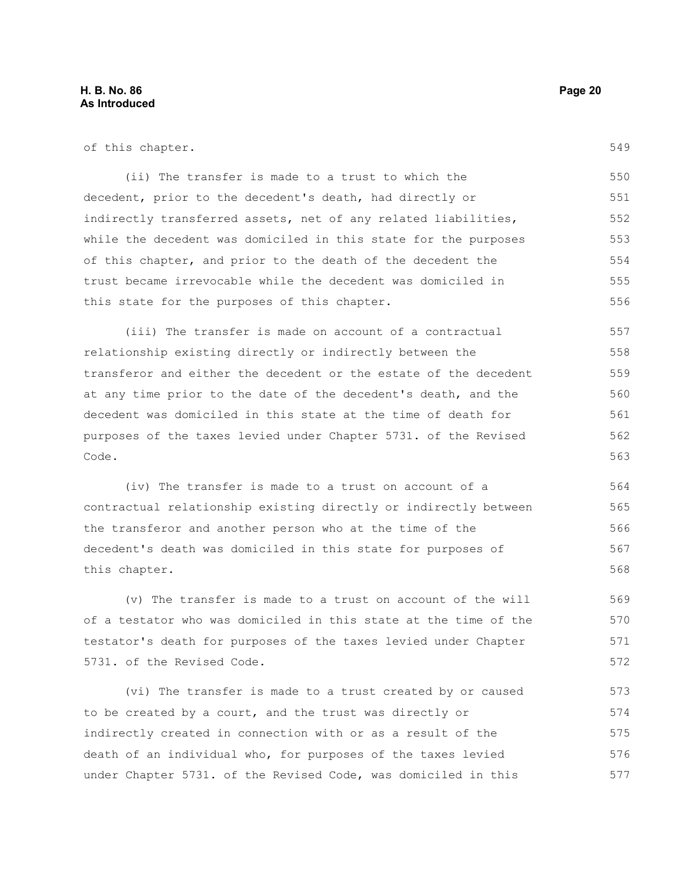of this chapter.

(ii) The transfer is made to a trust to which the decedent, prior to the decedent's death, had directly or indirectly transferred assets, net of any related liabilities, while the decedent was domiciled in this state for the purposes of this chapter, and prior to the death of the decedent the trust became irrevocable while the decedent was domiciled in this state for the purposes of this chapter.

(iii) The transfer is made on account of a contractual relationship existing directly or indirectly between the transferor and either the decedent or the estate of the decedent at any time prior to the date of the decedent's death, and the decedent was domiciled in this state at the time of death for purposes of the taxes levied under Chapter 5731. of the Revised Code.

(iv) The transfer is made to a trust on account of a contractual relationship existing directly or indirectly between the transferor and another person who at the time of the decedent's death was domiciled in this state for purposes of this chapter.

(v) The transfer is made to a trust on account of the will of a testator who was domiciled in this state at the time of the testator's death for purposes of the taxes levied under Chapter 5731. of the Revised Code.

(vi) The transfer is made to a trust created by or caused to be created by a court, and the trust was directly or indirectly created in connection with or as a result of the death of an individual who, for purposes of the taxes levied under Chapter 5731. of the Revised Code, was domiciled in this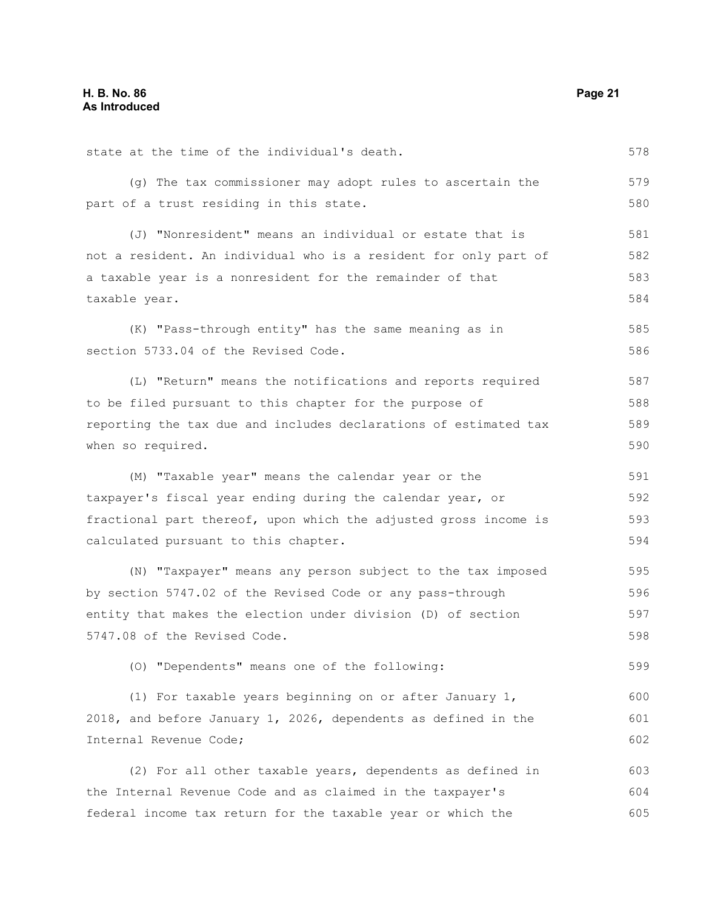state at the time of the individual's death.

(g) The tax commissioner may adopt rules to ascertain the part of a trust residing in this state.

(J) "Nonresident" means an individual or estate that is not a resident. An individual who is a resident for only part of a taxable year is a nonresident for the remainder of that taxable year.

(K) "Pass-through entity" has the same meaning as in section 5733.04 of the Revised Code.

(L) "Return" means the notifications and reports required to be filed pursuant to this chapter for the purpose of reporting the tax due and includes declarations of estimated tax when so required.

(M) "Taxable year" means the calendar year or the taxpayer's fiscal year ending during the calendar year, or fractional part thereof, upon which the adjusted gross income is calculated pursuant to this chapter.

(N) "Taxpayer" means any person subject to the tax imposed by section 5747.02 of the Revised Code or any pass-through entity that makes the election under division (D) of section 5747.08 of the Revised Code.

(O) "Dependents" means one of the following:

(1) For taxable years beginning on or after January 1, 2018, and before January 1, 2026, dependents as defined in the Internal Revenue Code;

(2) For all other taxable years, dependents as defined in the Internal Revenue Code and as claimed in the taxpayer's federal income tax return for the taxable year or which the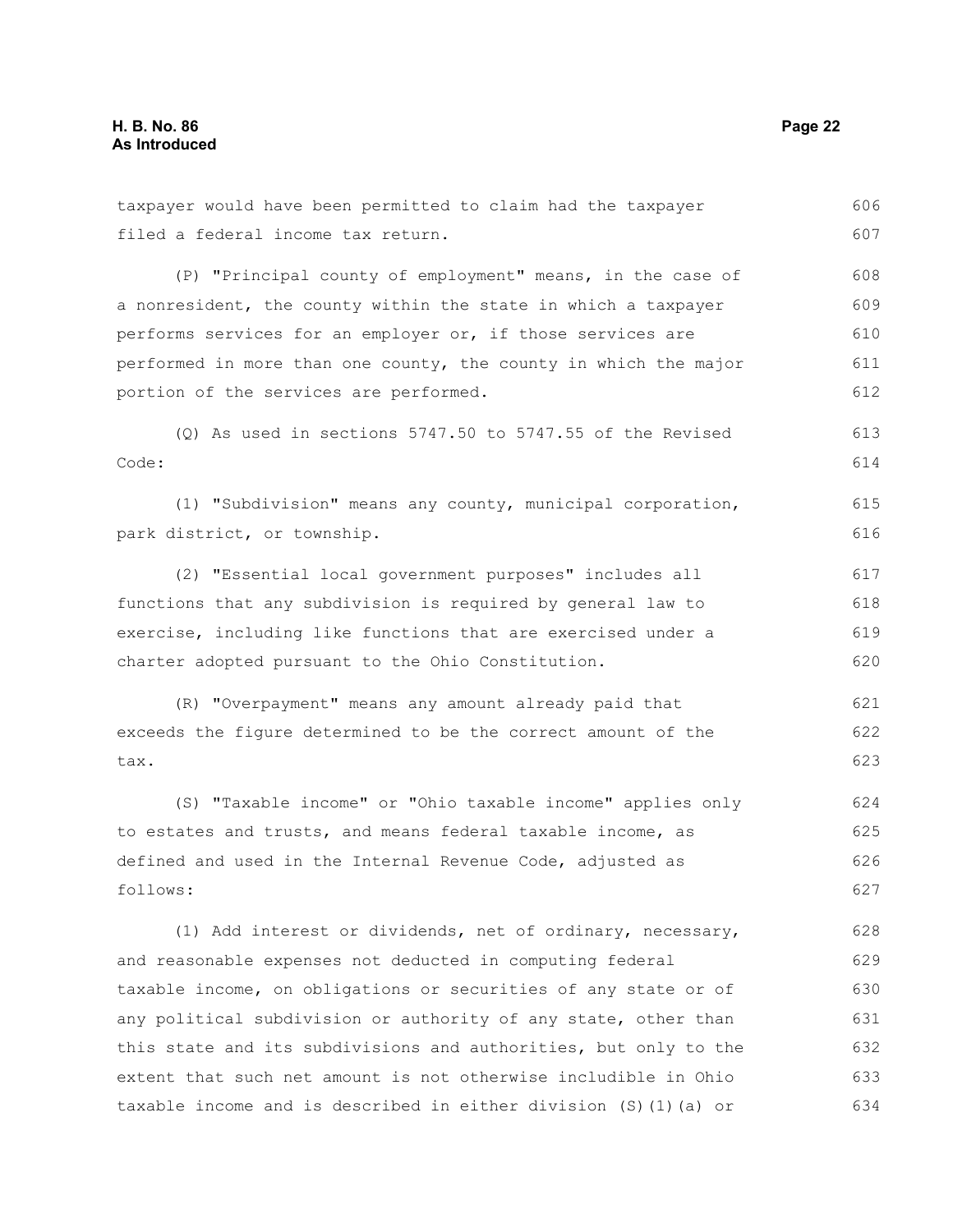taxpayer would have been permitted to claim had the taxpayer filed a federal income tax return.

(P) "Principal county of employment" means, in the case of a nonresident, the county within the state in which a taxpayer performs services for an employer or, if those services are performed in more than one county, the county in which the major portion of the services are performed.

(Q) As used in sections 5747.50 to 5747.55 of the Revised Code:

(1) "Subdivision" means any county, municipal corporation, park district, or township.

(2) "Essential local government purposes" includes all functions that any subdivision is required by general law to exercise, including like functions that are exercised under a charter adopted pursuant to the Ohio Constitution.

(R) "Overpayment" means any amount already paid that exceeds the figure determined to be the correct amount of the tax.

(S) "Taxable income" or "Ohio taxable income" applies only to estates and trusts, and means federal taxable income, as defined and used in the Internal Revenue Code, adjusted as follows:

(1) Add interest or dividends, net of ordinary, necessary, and reasonable expenses not deducted in computing federal taxable income, on obligations or securities of any state or of any political subdivision or authority of any state, other than this state and its subdivisions and authorities, but only to the extent that such net amount is not otherwise includible in Ohio taxable income and is described in either division (S)(1)(a) or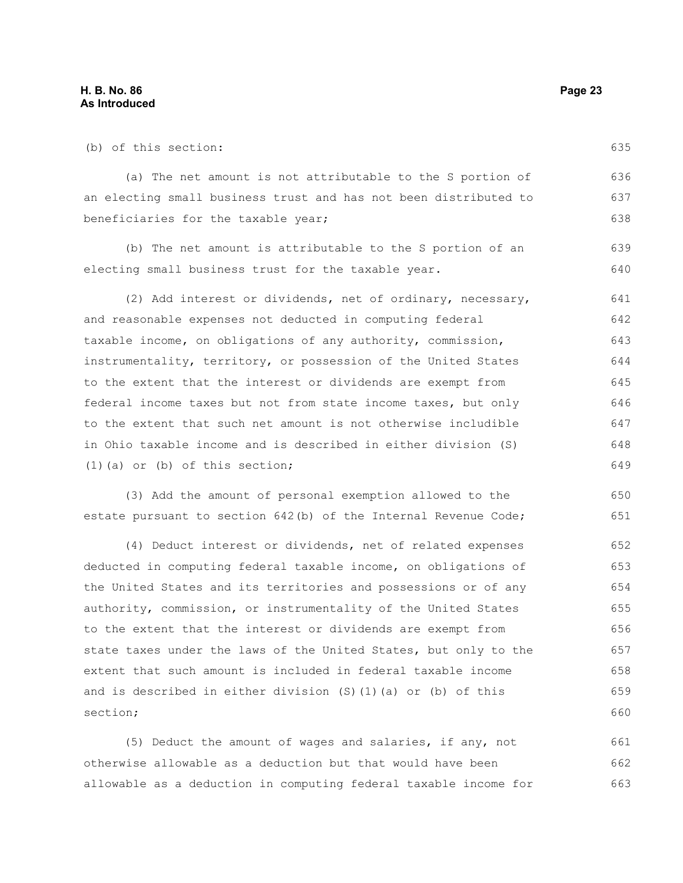(b) of this section:

(a) The net amount is not attributable to the S portion of an electing small business trust and has not been distributed to beneficiaries for the taxable year;

(b) The net amount is attributable to the S portion of an electing small business trust for the taxable year.

(2) Add interest or dividends, net of ordinary, necessary, and reasonable expenses not deducted in computing federal taxable income, on obligations of any authority, commission, instrumentality, territory, or possession of the United States to the extent that the interest or dividends are exempt from federal income taxes but not from state income taxes, but only to the extent that such net amount is not otherwise includible in Ohio taxable income and is described in either division (S)(1)(a) or (b) of this section;

(3) Add the amount of personal exemption allowed to the estate pursuant to section 642(b) of the Internal Revenue Code;

(4) Deduct interest or dividends, net of related expenses deducted in computing federal taxable income, on obligations of the United States and its territories and possessions or of any authority, commission, or instrumentality of the United States to the extent that the interest or dividends are exempt from state taxes under the laws of the United States, but only to the extent that such amount is included in federal taxable income and is described in either division (S)(1)(a) or (b) of this section;

(5) Deduct the amount of wages and salaries, if any, not otherwise allowable as a deduction but that would have been allowable as a deduction in computing federal taxable income for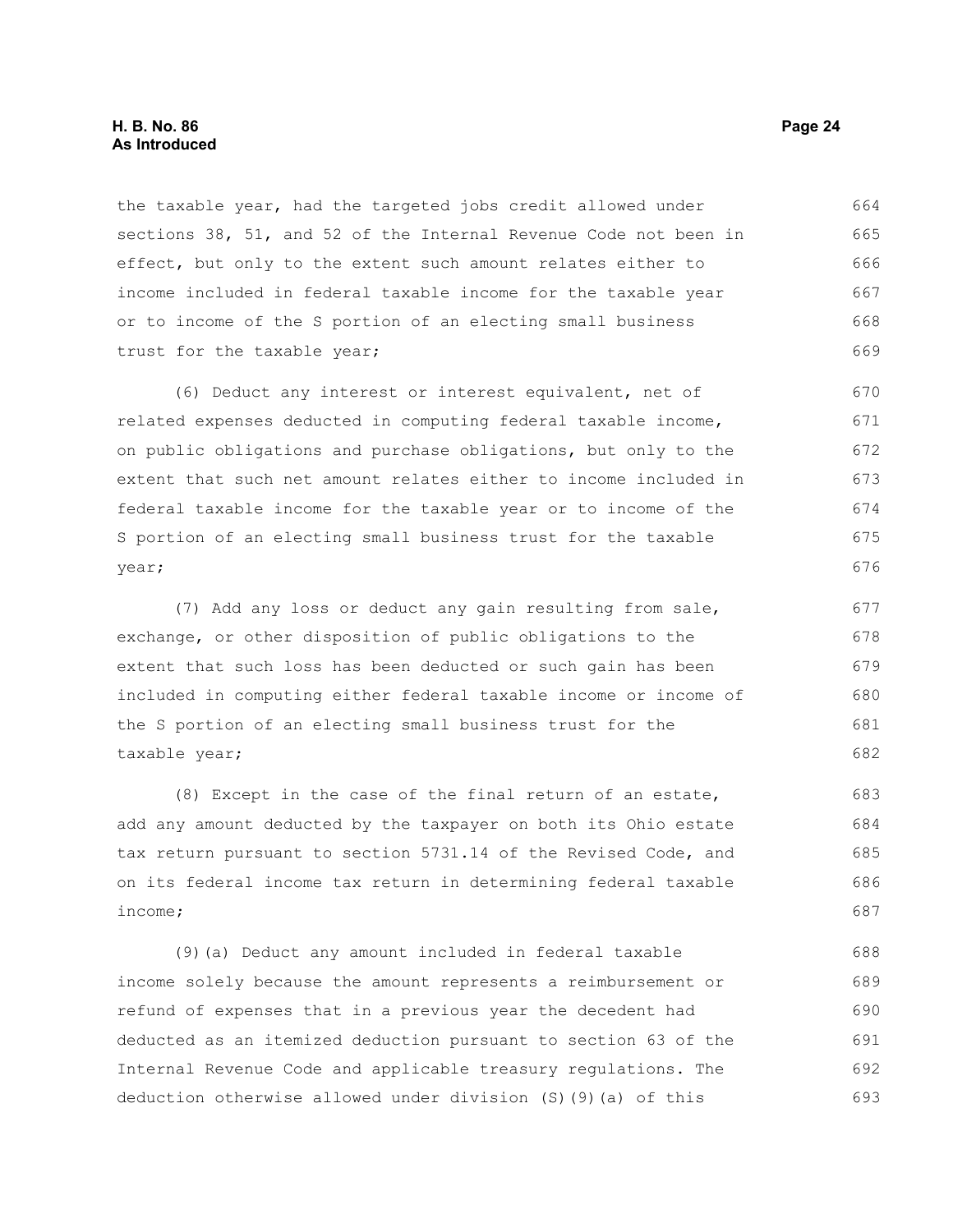the taxable year, had the targeted jobs credit allowed under sections 38, 51, and 52 of the Internal Revenue Code not been in effect, but only to the extent such amount relates either to income included in federal taxable income for the taxable year or to income of the S portion of an electing small business trust for the taxable year;

(6) Deduct any interest or interest equivalent, net of related expenses deducted in computing federal taxable income, on public obligations and purchase obligations, but only to the extent that such net amount relates either to income included in federal taxable income for the taxable year or to income of the S portion of an electing small business trust for the taxable year;

(7) Add any loss or deduct any gain resulting from sale, exchange, or other disposition of public obligations to the extent that such loss has been deducted or such gain has been included in computing either federal taxable income or income of the S portion of an electing small business trust for the taxable year;

(8) Except in the case of the final return of an estate, add any amount deducted by the taxpayer on both its Ohio estate tax return pursuant to section 5731.14 of the Revised Code, and on its federal income tax return in determining federal taxable income;

(9)(a) Deduct any amount included in federal taxable income solely because the amount represents a reimbursement or refund of expenses that in a previous year the decedent had deducted as an itemized deduction pursuant to section 63 of the Internal Revenue Code and applicable treasury regulations. The deduction otherwise allowed under division (S)(9)(a) of this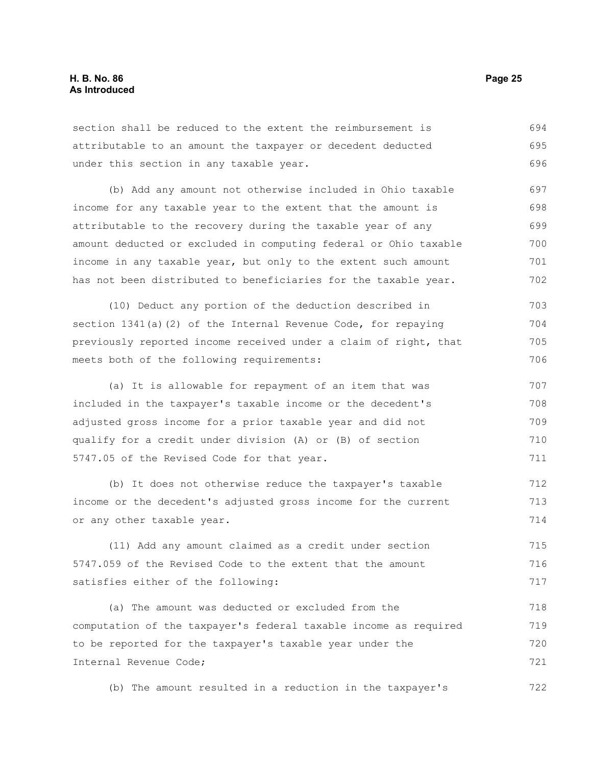section shall be reduced to the extent the reimbursement is attributable to an amount the taxpayer or decedent deducted under this section in any taxable year.

(b) Add any amount not otherwise included in Ohio taxable income for any taxable year to the extent that the amount is attributable to the recovery during the taxable year of any amount deducted or excluded in computing federal or Ohio taxable income in any taxable year, but only to the extent such amount has not been distributed to beneficiaries for the taxable year.

(10) Deduct any portion of the deduction described in section 1341(a)(2) of the Internal Revenue Code, for repaying previously reported income received under a claim of right, that meets both of the following requirements:

(a) It is allowable for repayment of an item that was included in the taxpayer's taxable income or the decedent's adjusted gross income for a prior taxable year and did not qualify for a credit under division (A) or (B) of section 5747.05 of the Revised Code for that year.

(b) It does not otherwise reduce the taxpayer's taxable income or the decedent's adjusted gross income for the current or any other taxable year.

(11) Add any amount claimed as a credit under section 5747.059 of the Revised Code to the extent that the amount satisfies either of the following:

(a) The amount was deducted or excluded from the computation of the taxpayer's federal taxable income as required to be reported for the taxpayer's taxable year under the Internal Revenue Code;

(b) The amount resulted in a reduction in the taxpayer's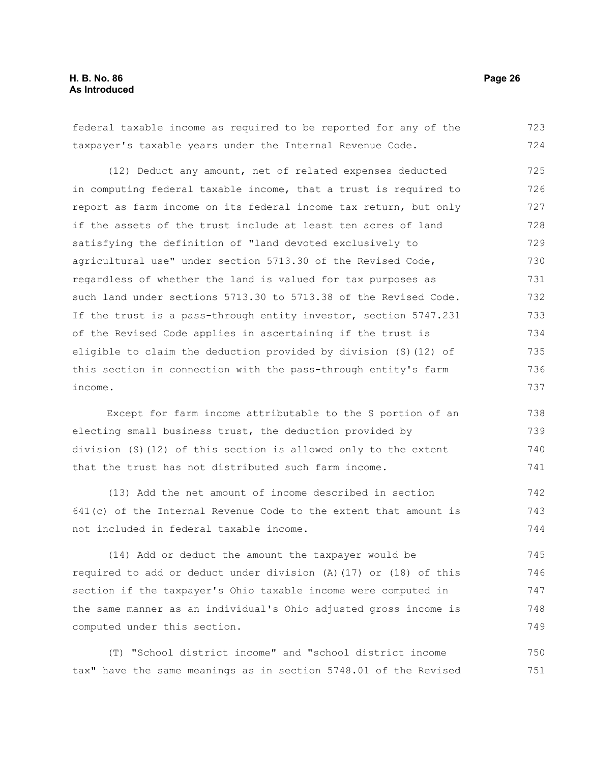federal taxable income as required to be reported for any of the taxpayer's taxable years under the Internal Revenue Code.

(12) Deduct any amount, net of related expenses deducted in computing federal taxable income, that a trust is required to report as farm income on its federal income tax return, but only if the assets of the trust include at least ten acres of land satisfying the definition of "land devoted exclusively to agricultural use" under section 5713.30 of the Revised Code, regardless of whether the land is valued for tax purposes as such land under sections 5713.30 to 5713.38 of the Revised Code. If the trust is a pass-through entity investor, section 5747.231 of the Revised Code applies in ascertaining if the trust is eligible to claim the deduction provided by division (S)(12) of this section in connection with the pass-through entity's farm income.

Except for farm income attributable to the S portion of an electing small business trust, the deduction provided by division (S)(12) of this section is allowed only to the extent that the trust has not distributed such farm income.

(13) Add the net amount of income described in section 641(c) of the Internal Revenue Code to the extent that amount is not included in federal taxable income.

(14) Add or deduct the amount the taxpayer would be required to add or deduct under division (A)(17) or (18) of this section if the taxpayer's Ohio taxable income were computed in the same manner as an individual's Ohio adjusted gross income is computed under this section.

(T) "School district income" and "school district income tax" have the same meanings as in section 5748.01 of the Revised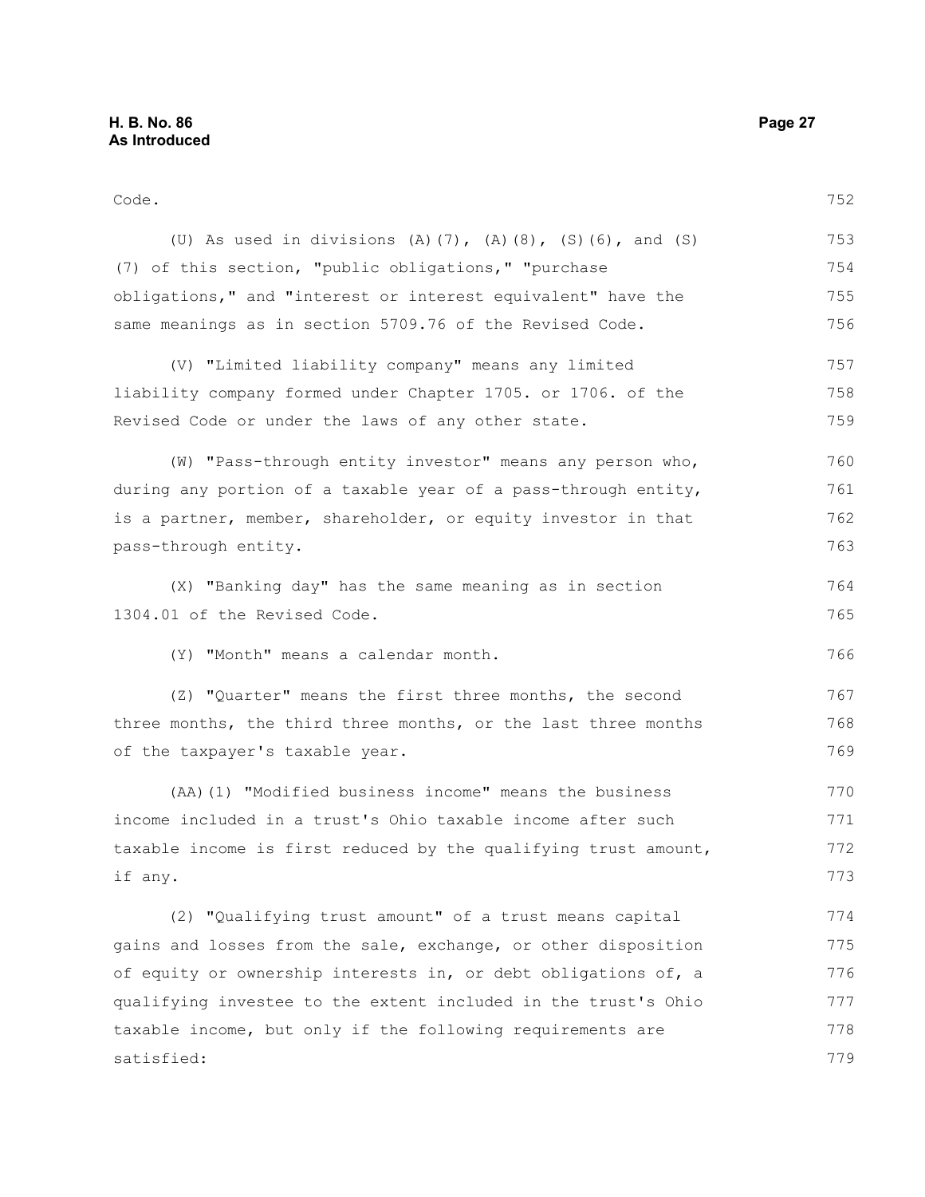Code.

(U) As used in divisions (A)(7), (A)(8), (S)(6), and (S)(7) of this section, "public obligations," "purchase obligations," and "interest or interest equivalent" have the same meanings as in section 5709.76 of the Revised Code.

(V) "Limited liability company" means any limited liability company formed under Chapter 1705. or 1706. of the Revised Code or under the laws of any other state.

(W) "Pass-through entity investor" means any person who, during any portion of a taxable year of a pass-through entity, is a partner, member, shareholder, or equity investor in that pass-through entity.

(X) "Banking day" has the same meaning as in section 1304.01 of the Revised Code.

(Y) "Month" means a calendar month.

(Z) "Quarter" means the first three months, the second three months, the third three months, or the last three months of the taxpayer's taxable year.

(AA)(1) "Modified business income" means the business income included in a trust's Ohio taxable income after such taxable income is first reduced by the qualifying trust amount, if any.

(2) "Qualifying trust amount" of a trust means capital gains and losses from the sale, exchange, or other disposition of equity or ownership interests in, or debt obligations of, a qualifying investee to the extent included in the trust's Ohio taxable income, but only if the following requirements are satisfied: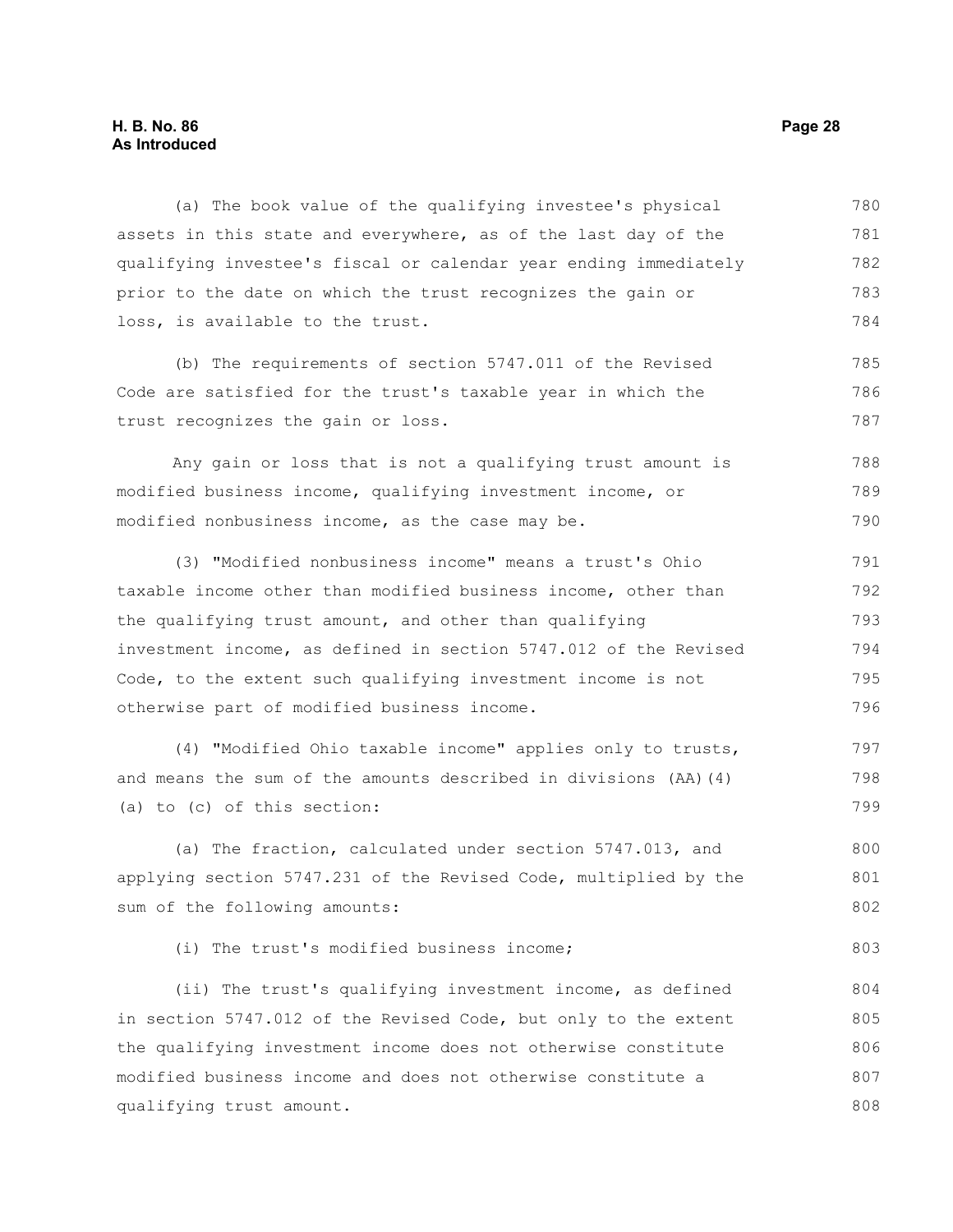(a) The book value of the qualifying investee's physical assets in this state and everywhere, as of the last day of the qualifying investee's fiscal or calendar year ending immediately prior to the date on which the trust recognizes the gain or loss, is available to the trust.

(b) The requirements of section 5747.011 of the Revised Code are satisfied for the trust's taxable year in which the trust recognizes the gain or loss.

Any gain or loss that is not a qualifying trust amount is modified business income, qualifying investment income, or modified nonbusiness income, as the case may be.

(3) "Modified nonbusiness income" means a trust's Ohio taxable income other than modified business income, other than the qualifying trust amount, and other than qualifying investment income, as defined in section 5747.012 of the Revised Code, to the extent such qualifying investment income is not otherwise part of modified business income.

(4) "Modified Ohio taxable income" applies only to trusts, and means the sum of the amounts described in divisions (AA)(4)(a) to (c) of this section:

(a) The fraction, calculated under section 5747.013, and applying section 5747.231 of the Revised Code, multiplied by the sum of the following amounts:

(i) The trust's modified business income;

(ii) The trust's qualifying investment income, as defined in section 5747.012 of the Revised Code, but only to the extent the qualifying investment income does not otherwise constitute modified business income and does not otherwise constitute a qualifying trust amount.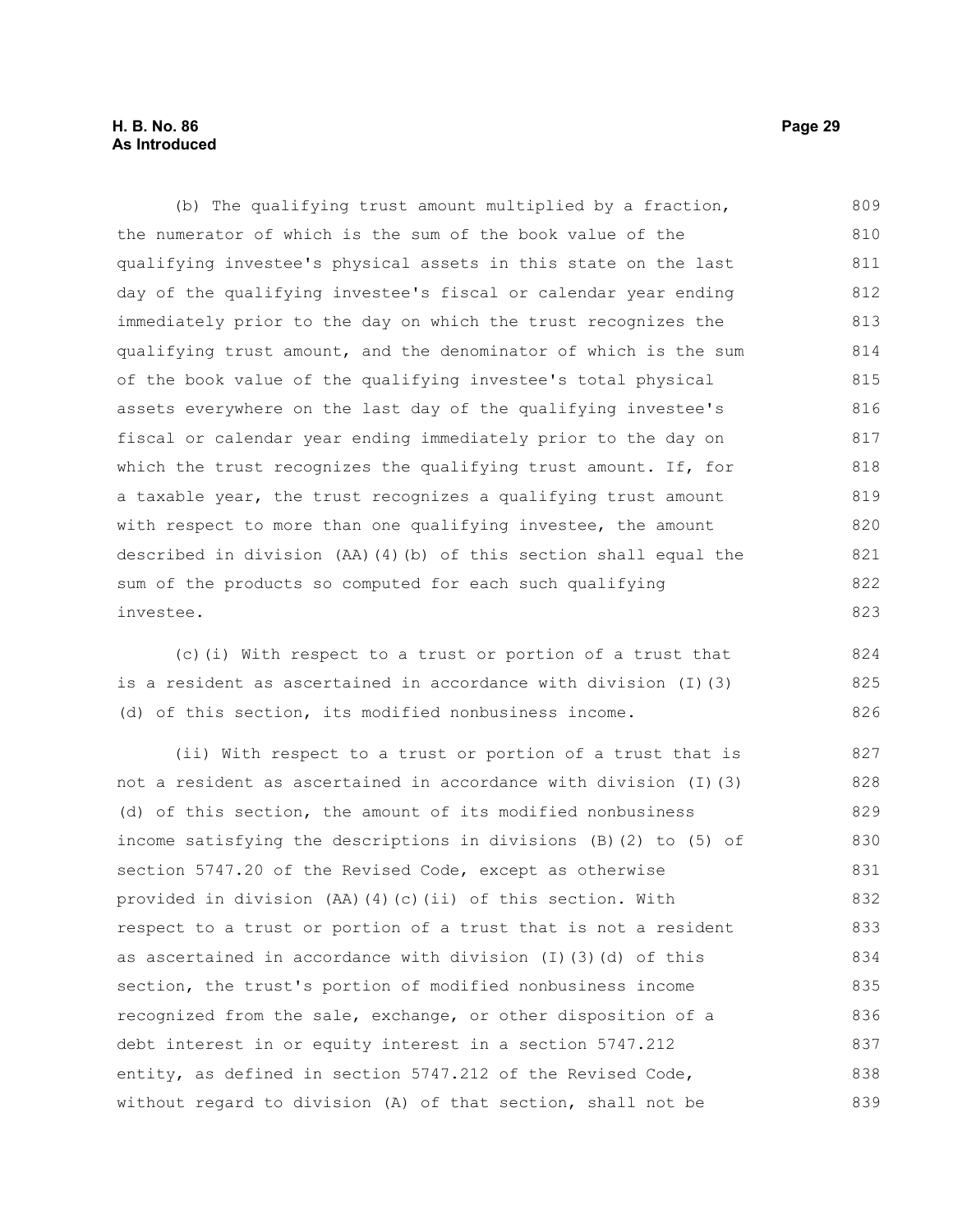(b) The qualifying trust amount multiplied by a fraction, the numerator of which is the sum of the book value of the qualifying investee's physical assets in this state on the last day of the qualifying investee's fiscal or calendar year ending immediately prior to the day on which the trust recognizes the qualifying trust amount, and the denominator of which is the sum of the book value of the qualifying investee's total physical assets everywhere on the last day of the qualifying investee's fiscal or calendar year ending immediately prior to the day on which the trust recognizes the qualifying trust amount. If, for a taxable year, the trust recognizes a qualifying trust amount with respect to more than one qualifying investee, the amount described in division (AA)(4)(b) of this section shall equal the sum of the products so computed for each such qualifying investee.

(c)(i) With respect to a trust or portion of a trust that is a resident as ascertained in accordance with division (I)(3)(d) of this section, its modified nonbusiness income.

(ii) With respect to a trust or portion of a trust that is not a resident as ascertained in accordance with division (I)(3)(d) of this section, the amount of its modified nonbusiness income satisfying the descriptions in divisions (B)(2) to (5) of section 5747.20 of the Revised Code, except as otherwise provided in division (AA)(4)(c)(ii) of this section. With respect to a trust or portion of a trust that is not a resident as ascertained in accordance with division (I)(3)(d) of this section, the trust's portion of modified nonbusiness income recognized from the sale, exchange, or other disposition of a debt interest in or equity interest in a section 5747.212 entity, as defined in section 5747.212 of the Revised Code, without regard to division (A) of that section, shall not be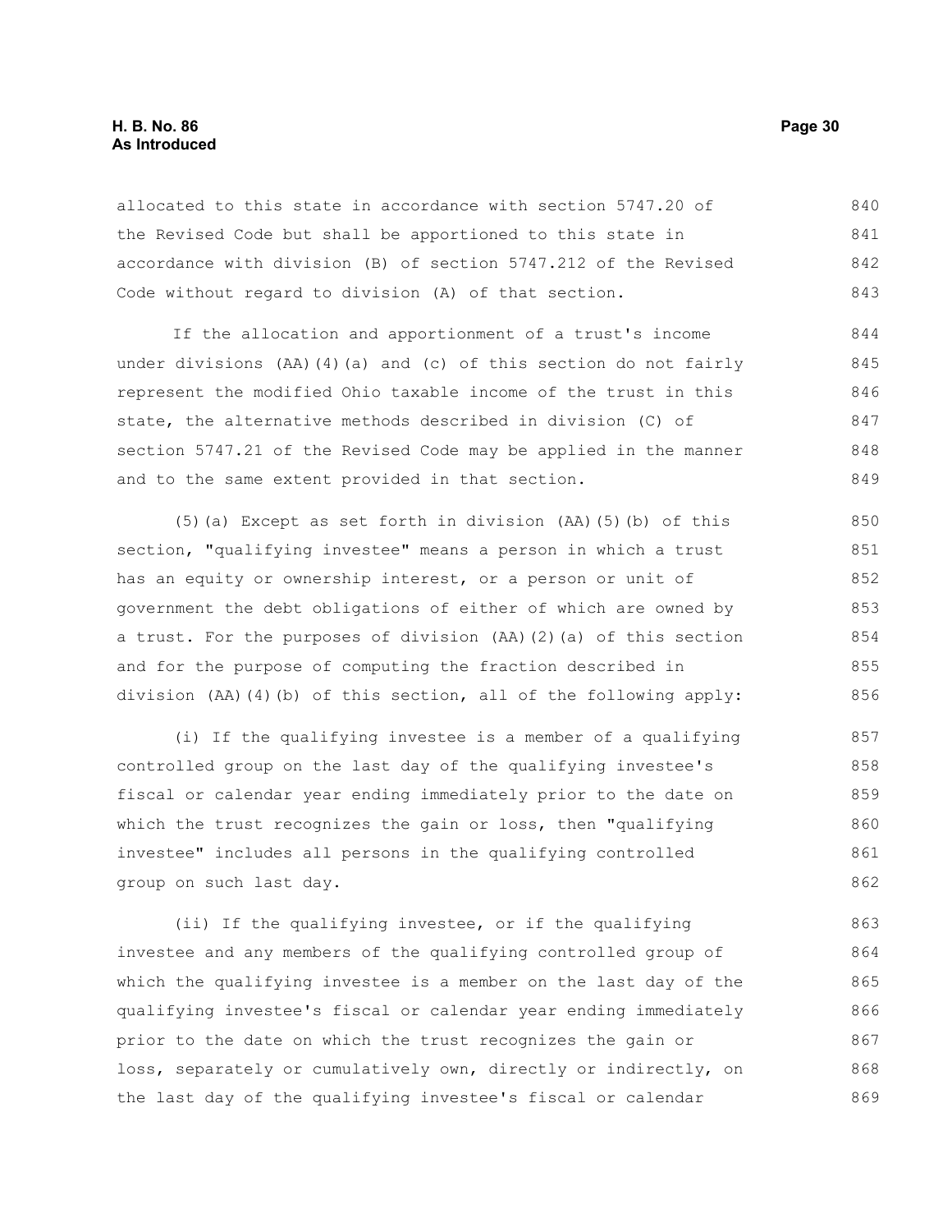allocated to this state in accordance with section 5747.20 of the Revised Code but shall be apportioned to this state in accordance with division (B) of section 5747.212 of the Revised Code without regard to division (A) of that section.

If the allocation and apportionment of a trust's income under divisions (AA)(4)(a) and (c) of this section do not fairly represent the modified Ohio taxable income of the trust in this state, the alternative methods described in division (C) of section 5747.21 of the Revised Code may be applied in the manner and to the same extent provided in that section.

(5)(a) Except as set forth in division (AA)(5)(b) of this section, "qualifying investee" means a person in which a trust has an equity or ownership interest, or a person or unit of government the debt obligations of either of which are owned by a trust. For the purposes of division (AA)(2)(a) of this section and for the purpose of computing the fraction described in division (AA)(4)(b) of this section, all of the following apply:

(i) If the qualifying investee is a member of a qualifying controlled group on the last day of the qualifying investee's fiscal or calendar year ending immediately prior to the date on which the trust recognizes the gain or loss, then "qualifying investee" includes all persons in the qualifying controlled group on such last day.

(ii) If the qualifying investee, or if the qualifying investee and any members of the qualifying controlled group of which the qualifying investee is a member on the last day of the qualifying investee's fiscal or calendar year ending immediately prior to the date on which the trust recognizes the gain or loss, separately or cumulatively own, directly or indirectly, on the last day of the qualifying investee's fiscal or calendar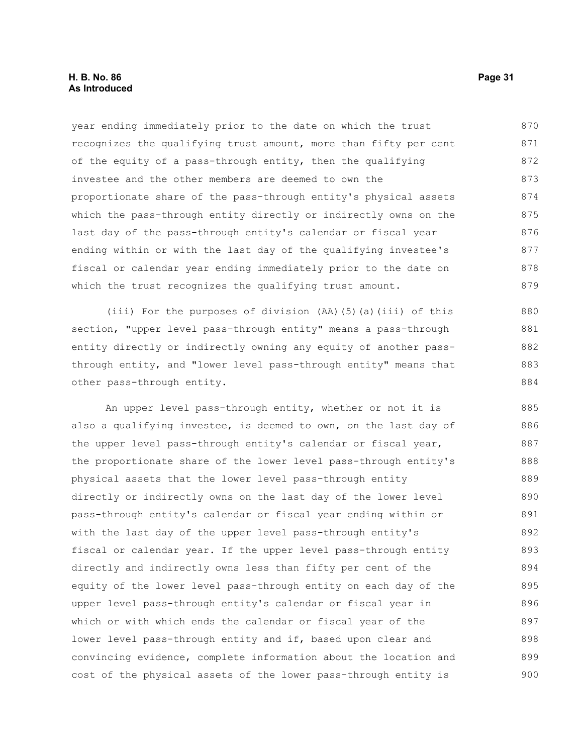year ending immediately prior to the date on which the trust recognizes the qualifying trust amount, more than fifty per cent of the equity of a pass-through entity, then the qualifying investee and the other members are deemed to own the proportionate share of the pass-through entity's physical assets which the pass-through entity directly or indirectly owns on the last day of the pass-through entity's calendar or fiscal year ending within or with the last day of the qualifying investee's fiscal or calendar year ending immediately prior to the date on which the trust recognizes the qualifying trust amount.

(iii) For the purposes of division (AA)(5)(a)(iii) of this section, "upper level pass-through entity" means a pass-through entity directly or indirectly owning any equity of another pass-through entity, and "lower level pass-through entity" means that other pass-through entity.

An upper level pass-through entity, whether or not it is also a qualifying investee, is deemed to own, on the last day of the upper level pass-through entity's calendar or fiscal year, the proportionate share of the lower level pass-through entity's physical assets that the lower level pass-through entity directly or indirectly owns on the last day of the lower level pass-through entity's calendar or fiscal year ending within or with the last day of the upper level pass-through entity's fiscal or calendar year. If the upper level pass-through entity directly and indirectly owns less than fifty per cent of the equity of the lower level pass-through entity on each day of the upper level pass-through entity's calendar or fiscal year in which or with which ends the calendar or fiscal year of the lower level pass-through entity and if, based upon clear and convincing evidence, complete information about the location and cost of the physical assets of the lower pass-through entity is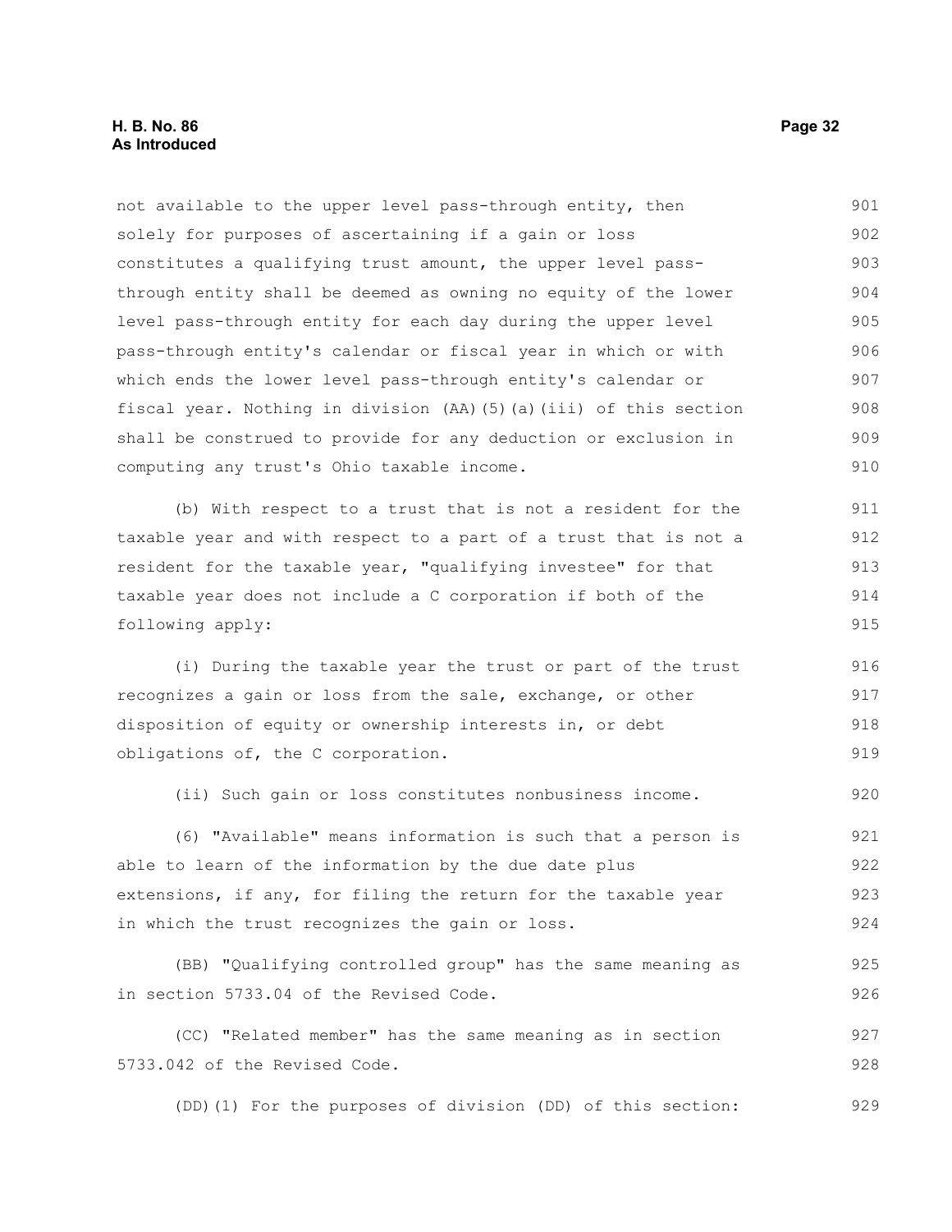not available to the upper level pass-through entity, then solely for purposes of ascertaining if a gain or loss constitutes a qualifying trust amount, the upper level pass-through entity shall be deemed as owning no equity of the lower level pass-through entity for each day during the upper level pass-through entity's calendar or fiscal year in which or with which ends the lower level pass-through entity's calendar or fiscal year. Nothing in division (AA)(5)(a)(iii) of this section shall be construed to provide for any deduction or exclusion in computing any trust's Ohio taxable income.

(b) With respect to a trust that is not a resident for the taxable year and with respect to a part of a trust that is not a resident for the taxable year, "qualifying investee" for that taxable year does not include a C corporation if both of the following apply:

(i) During the taxable year the trust or part of the trust recognizes a gain or loss from the sale, exchange, or other disposition of equity or ownership interests in, or debt obligations of, the C corporation.

(ii) Such gain or loss constitutes nonbusiness income.

(6) "Available" means information is such that a person is able to learn of the information by the due date plus extensions, if any, for filing the return for the taxable year in which the trust recognizes the gain or loss.

(BB) "Qualifying controlled group" has the same meaning as in section 5733.04 of the Revised Code.

(CC) "Related member" has the same meaning as in section 5733.042 of the Revised Code.

(DD)(1) For the purposes of division (DD) of this section: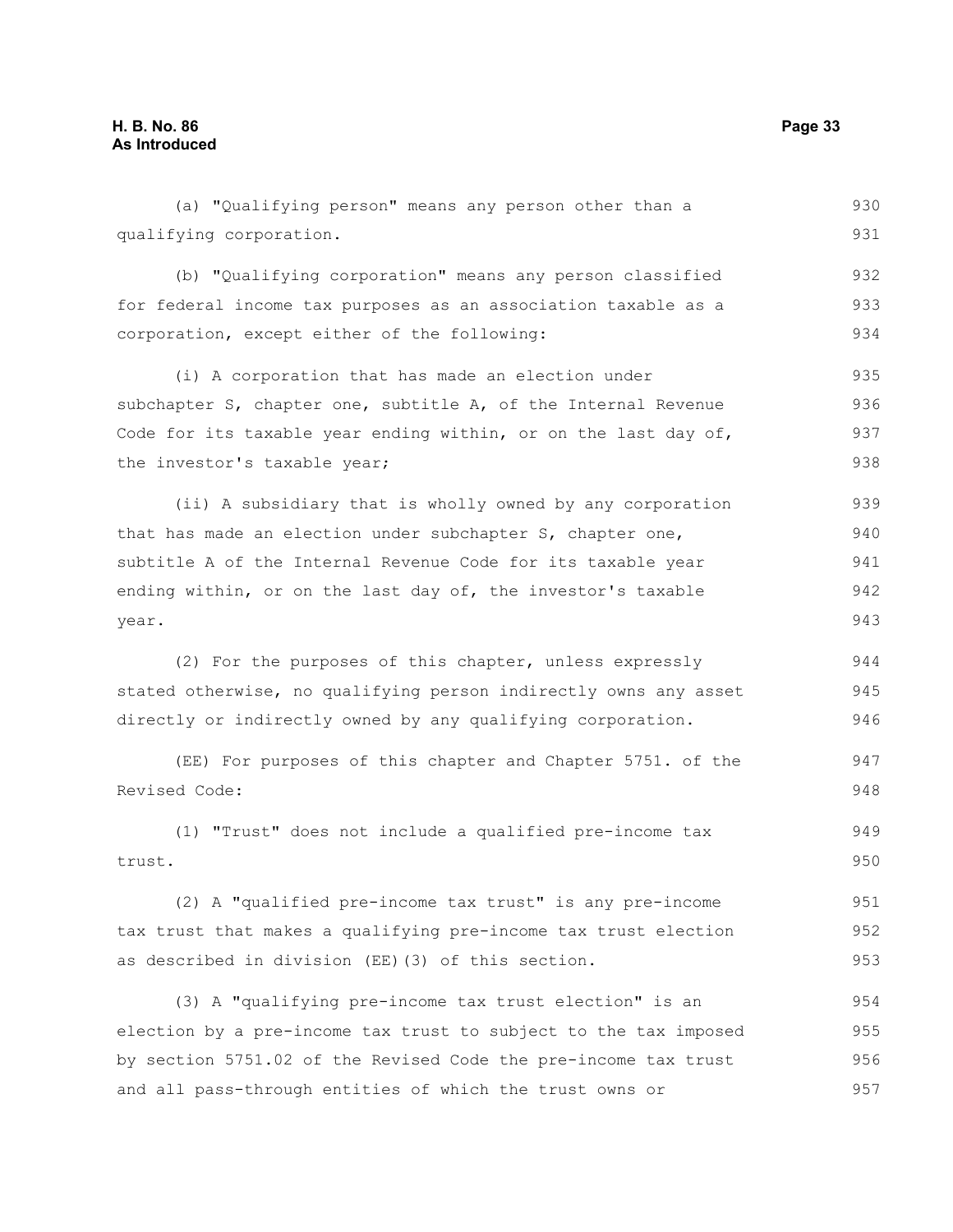(a) "Qualifying person" means any person other than a qualifying corporation.

(b) "Qualifying corporation" means any person classified for federal income tax purposes as an association taxable as a corporation, except either of the following:

(i) A corporation that has made an election under subchapter S, chapter one, subtitle A, of the Internal Revenue Code for its taxable year ending within, or on the last day of, the investor's taxable year;

(ii) A subsidiary that is wholly owned by any corporation that has made an election under subchapter S, chapter one, subtitle A of the Internal Revenue Code for its taxable year ending within, or on the last day of, the investor's taxable year.

(2) For the purposes of this chapter, unless expressly stated otherwise, no qualifying person indirectly owns any asset directly or indirectly owned by any qualifying corporation.

(EE) For purposes of this chapter and Chapter 5751. of the Revised Code:

(1) "Trust" does not include a qualified pre-income tax trust.

(2) A "qualified pre-income tax trust" is any pre-income tax trust that makes a qualifying pre-income tax trust election as described in division (EE)(3) of this section.

(3) A "qualifying pre-income tax trust election" is an election by a pre-income tax trust to subject to the tax imposed by section 5751.02 of the Revised Code the pre-income tax trust and all pass-through entities of which the trust owns or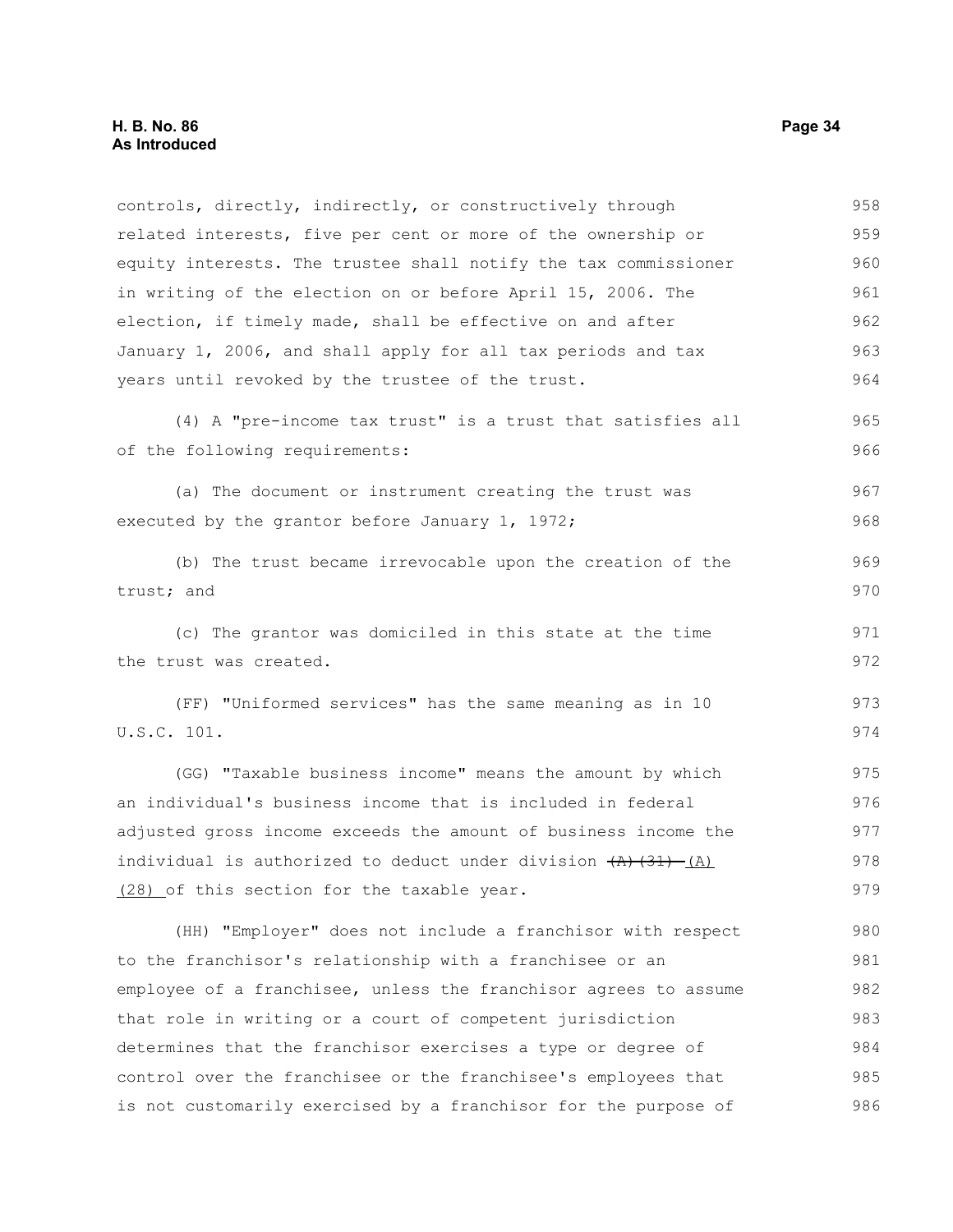controls, directly, indirectly, or constructively through related interests, five per cent or more of the ownership or equity interests. The trustee shall notify the tax commissioner in writing of the election on or before April 15, 2006. The election, if timely made, shall be effective on and after January 1, 2006, and shall apply for all tax periods and tax years until revoked by the trustee of the trust.

(4) A "pre-income tax trust" is a trust that satisfies all of the following requirements:

(a) The document or instrument creating the trust was executed by the grantor before January 1, 1972;

(b) The trust became irrevocable upon the creation of the trust; and

(c) The grantor was domiciled in this state at the time the trust was created.

(FF) "Uniformed services" has the same meaning as in 10 U.S.C. 101.

(GG) "Taxable business income" means the amount by which an individual's business income that is included in federal adjusted gross income exceeds the amount of business income the individual is authorized to deduct under division ~~(A)(31)~~ (A)(28) of this section for the taxable year.

(HH) "Employer" does not include a franchisor with respect to the franchisor's relationship with a franchisee or an employee of a franchisee, unless the franchisor agrees to assume that role in writing or a court of competent jurisdiction determines that the franchisor exercises a type or degree of control over the franchisee or the franchisee's employees that is not customarily exercised by a franchisor for the purpose of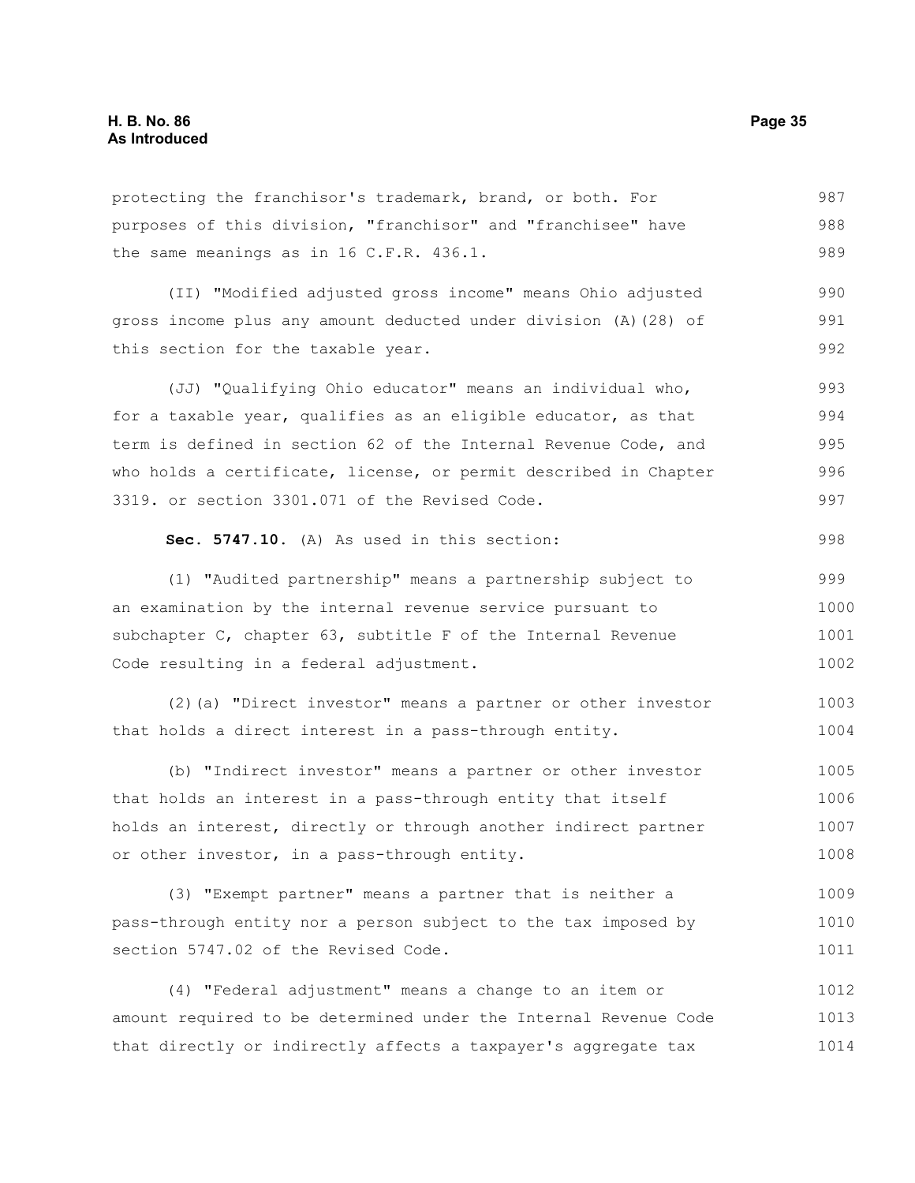protecting the franchisor's trademark, brand, or both. For purposes of this division, "franchisor" and "franchisee" have the same meanings as in 16 C.F.R. 436.1.

(II) "Modified adjusted gross income" means Ohio adjusted gross income plus any amount deducted under division (A)(28) of this section for the taxable year.

(JJ) "Qualifying Ohio educator" means an individual who, for a taxable year, qualifies as an eligible educator, as that term is defined in section 62 of the Internal Revenue Code, and who holds a certificate, license, or permit described in Chapter 3319. or section 3301.071 of the Revised Code.

**Sec. 5747.10.** (A) As used in this section:

(1) "Audited partnership" means a partnership subject to an examination by the internal revenue service pursuant to subchapter C, chapter 63, subtitle F of the Internal Revenue Code resulting in a federal adjustment.

(2)(a) "Direct investor" means a partner or other investor that holds a direct interest in a pass-through entity.

(b) "Indirect investor" means a partner or other investor that holds an interest in a pass-through entity that itself holds an interest, directly or through another indirect partner or other investor, in a pass-through entity.

(3) "Exempt partner" means a partner that is neither a pass-through entity nor a person subject to the tax imposed by section 5747.02 of the Revised Code.

(4) "Federal adjustment" means a change to an item or amount required to be determined under the Internal Revenue Code that directly or indirectly affects a taxpayer's aggregate tax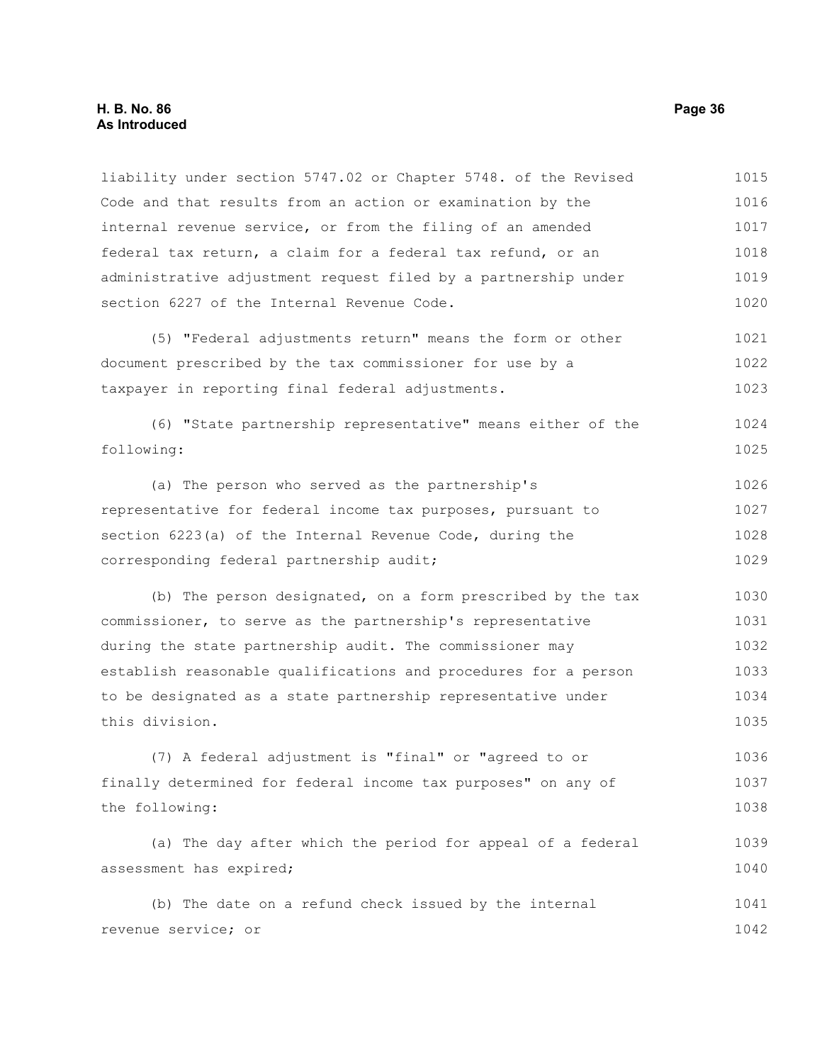liability under section 5747.02 or Chapter 5748. of the Revised Code and that results from an action or examination by the internal revenue service, or from the filing of an amended federal tax return, a claim for a federal tax refund, or an administrative adjustment request filed by a partnership under section 6227 of the Internal Revenue Code.

(5) "Federal adjustments return" means the form or other document prescribed by the tax commissioner for use by a taxpayer in reporting final federal adjustments.

(6) "State partnership representative" means either of the following:

(a) The person who served as the partnership's representative for federal income tax purposes, pursuant to section 6223(a) of the Internal Revenue Code, during the corresponding federal partnership audit;

(b) The person designated, on a form prescribed by the tax commissioner, to serve as the partnership's representative during the state partnership audit. The commissioner may establish reasonable qualifications and procedures for a person to be designated as a state partnership representative under this division.

(7) A federal adjustment is "final" or "agreed to or finally determined for federal income tax purposes" on any of the following:

(a) The day after which the period for appeal of a federal assessment has expired;

(b) The date on a refund check issued by the internal revenue service; or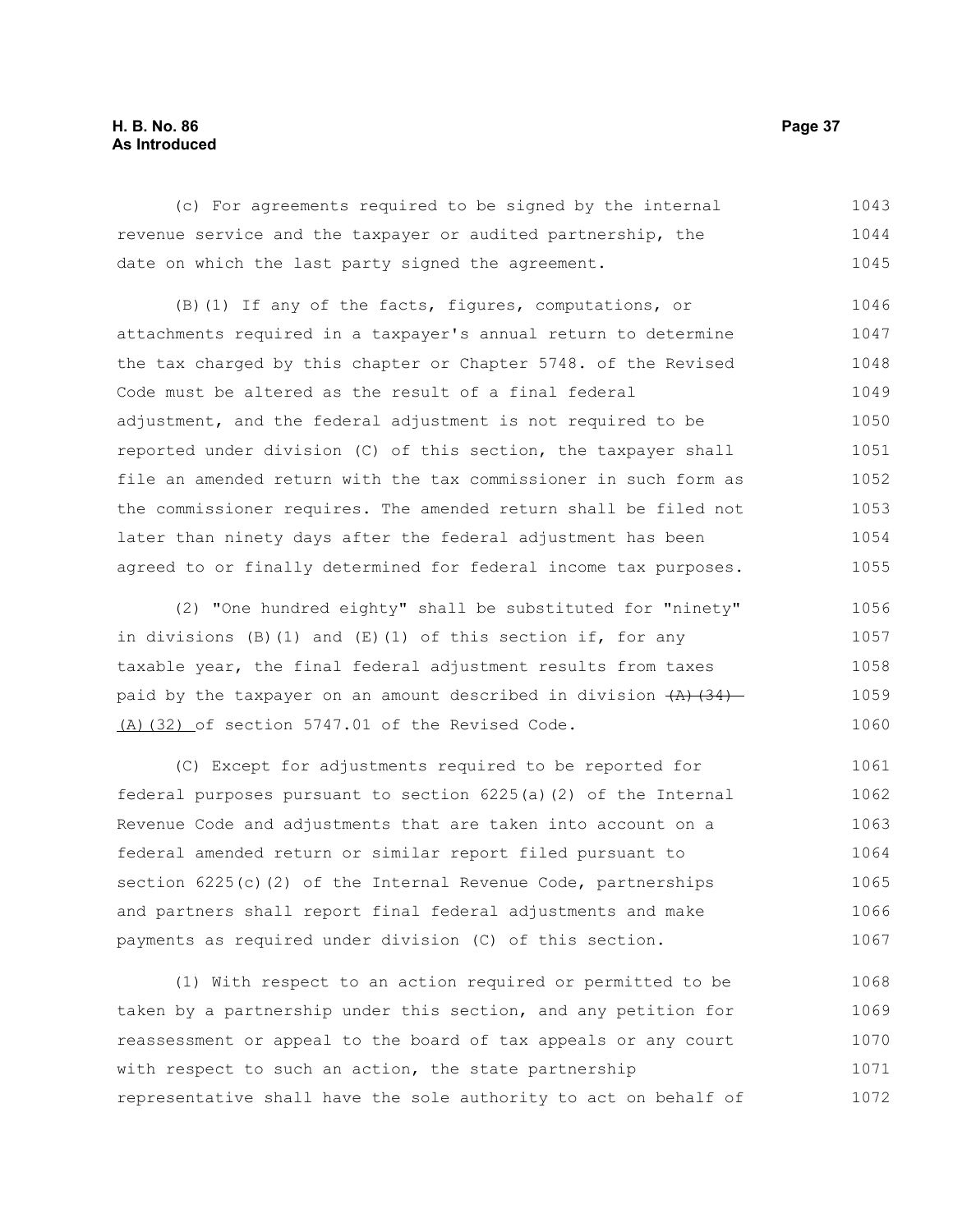(c) For agreements required to be signed by the internal revenue service and the taxpayer or audited partnership, the date on which the last party signed the agreement.

(B)(1) If any of the facts, figures, computations, or attachments required in a taxpayer's annual return to determine the tax charged by this chapter or Chapter 5748. of the Revised Code must be altered as the result of a final federal adjustment, and the federal adjustment is not required to be reported under division (C) of this section, the taxpayer shall file an amended return with the tax commissioner in such form as the commissioner requires. The amended return shall be filed not later than ninety days after the federal adjustment has been agreed to or finally determined for federal income tax purposes.

(2) "One hundred eighty" shall be substituted for "ninety" in divisions (B)(1) and (E)(1) of this section if, for any taxable year, the final federal adjustment results from taxes paid by the taxpayer on an amount described in division ~~(A)(34)~~ (A)(32) of section 5747.01 of the Revised Code.

(C) Except for adjustments required to be reported for federal purposes pursuant to section 6225(a)(2) of the Internal Revenue Code and adjustments that are taken into account on a federal amended return or similar report filed pursuant to section 6225(c)(2) of the Internal Revenue Code, partnerships and partners shall report final federal adjustments and make payments as required under division (C) of this section.

(1) With respect to an action required or permitted to be taken by a partnership under this section, and any petition for reassessment or appeal to the board of tax appeals or any court with respect to such an action, the state partnership representative shall have the sole authority to act on behalf of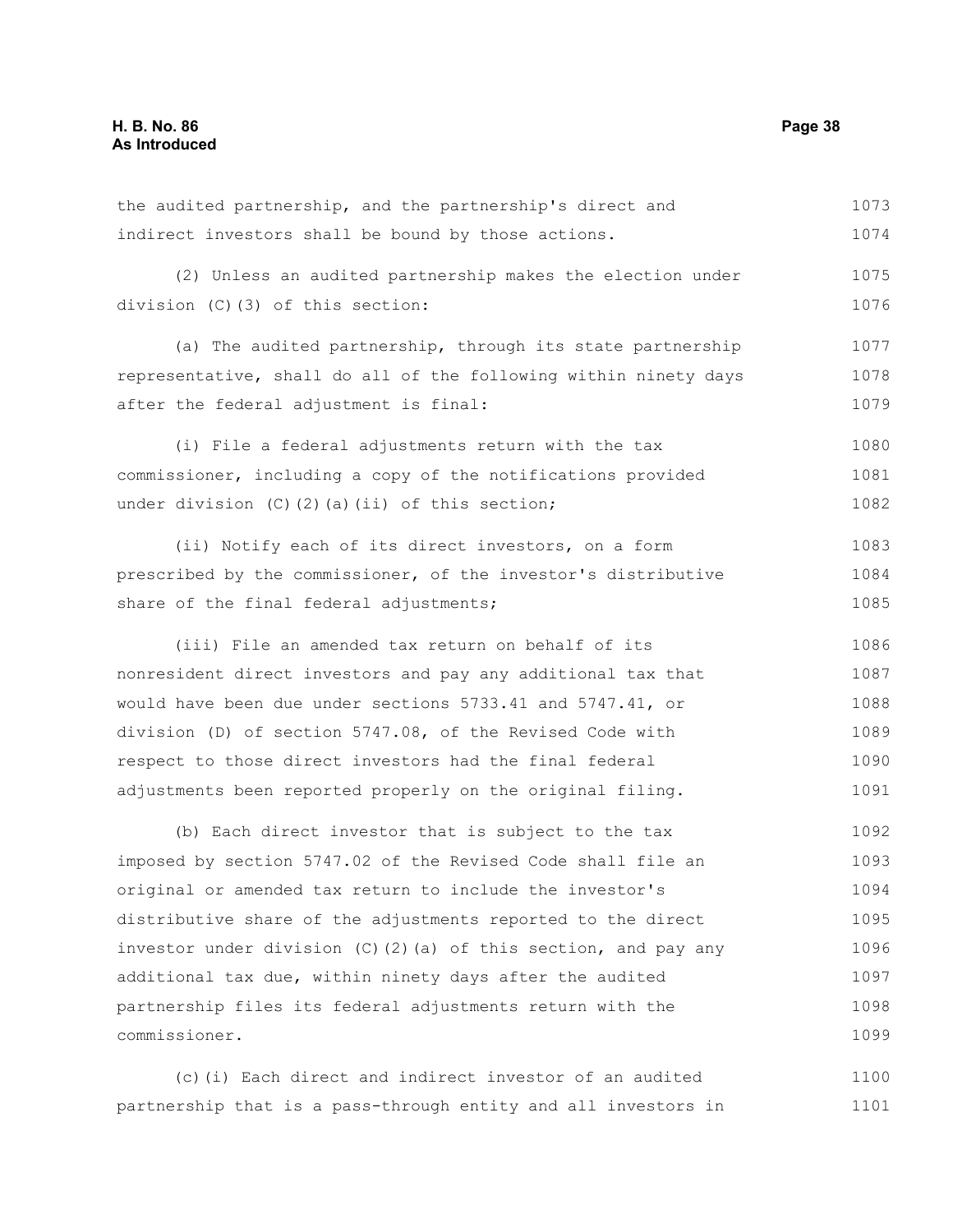the audited partnership, and the partnership's direct and indirect investors shall be bound by those actions.

(2) Unless an audited partnership makes the election under division (C)(3) of this section:

(a) The audited partnership, through its state partnership representative, shall do all of the following within ninety days after the federal adjustment is final:

(i) File a federal adjustments return with the tax commissioner, including a copy of the notifications provided under division (C)(2)(a)(ii) of this section;

(ii) Notify each of its direct investors, on a form prescribed by the commissioner, of the investor's distributive share of the final federal adjustments;

(iii) File an amended tax return on behalf of its nonresident direct investors and pay any additional tax that would have been due under sections 5733.41 and 5747.41, or division (D) of section 5747.08, of the Revised Code with respect to those direct investors had the final federal adjustments been reported properly on the original filing.

(b) Each direct investor that is subject to the tax imposed by section 5747.02 of the Revised Code shall file an original or amended tax return to include the investor's distributive share of the adjustments reported to the direct investor under division (C)(2)(a) of this section, and pay any additional tax due, within ninety days after the audited partnership files its federal adjustments return with the commissioner.

(c)(i) Each direct and indirect investor of an audited partnership that is a pass-through entity and all investors in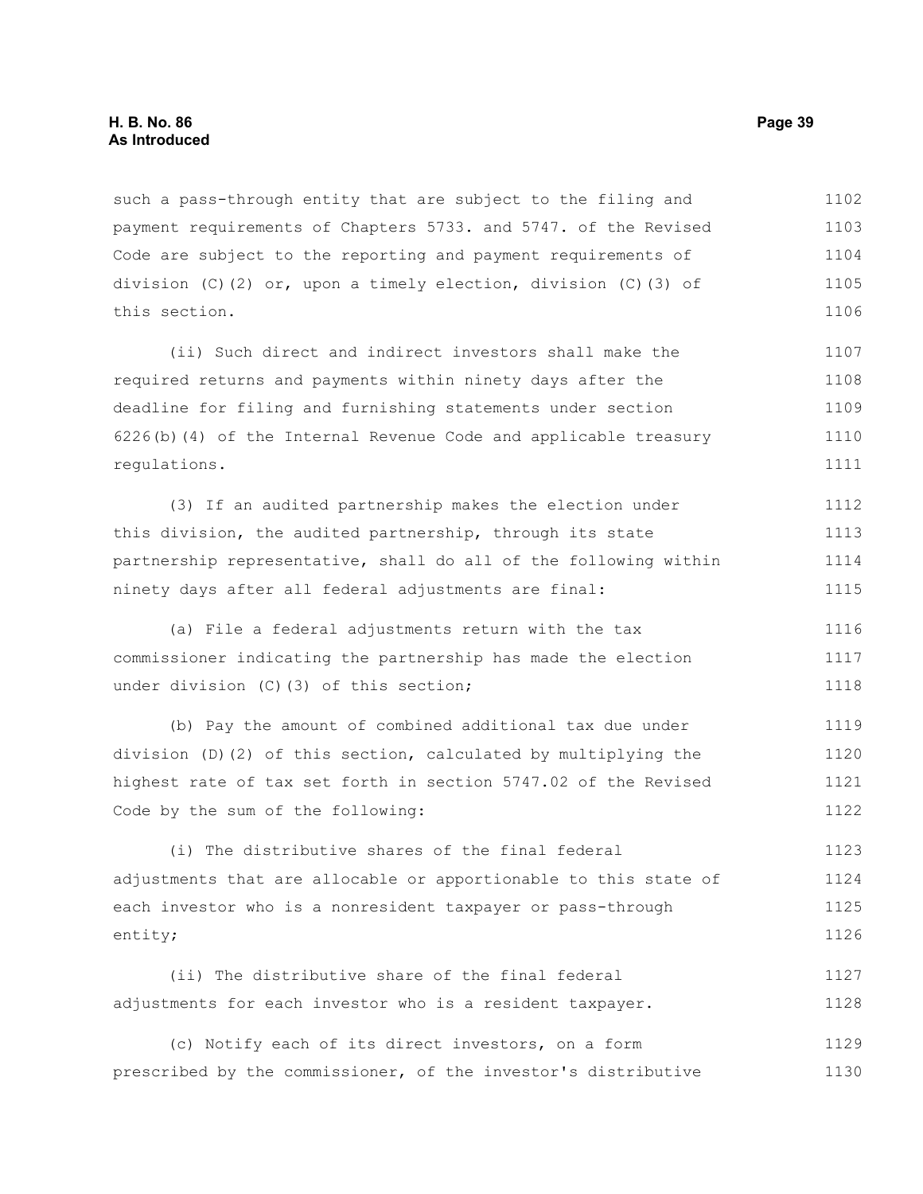such a pass-through entity that are subject to the filing and payment requirements of Chapters 5733. and 5747. of the Revised Code are subject to the reporting and payment requirements of division (C)(2) or, upon a timely election, division (C)(3) of this section.

(ii) Such direct and indirect investors shall make the required returns and payments within ninety days after the deadline for filing and furnishing statements under section 6226(b)(4) of the Internal Revenue Code and applicable treasury regulations.

(3) If an audited partnership makes the election under this division, the audited partnership, through its state partnership representative, shall do all of the following within ninety days after all federal adjustments are final:

(a) File a federal adjustments return with the tax commissioner indicating the partnership has made the election under division (C)(3) of this section;

(b) Pay the amount of combined additional tax due under division (D)(2) of this section, calculated by multiplying the highest rate of tax set forth in section 5747.02 of the Revised Code by the sum of the following:

(i) The distributive shares of the final federal adjustments that are allocable or apportionable to this state of each investor who is a nonresident taxpayer or pass-through entity;

(ii) The distributive share of the final federal adjustments for each investor who is a resident taxpayer.

(c) Notify each of its direct investors, on a form prescribed by the commissioner, of the investor's distributive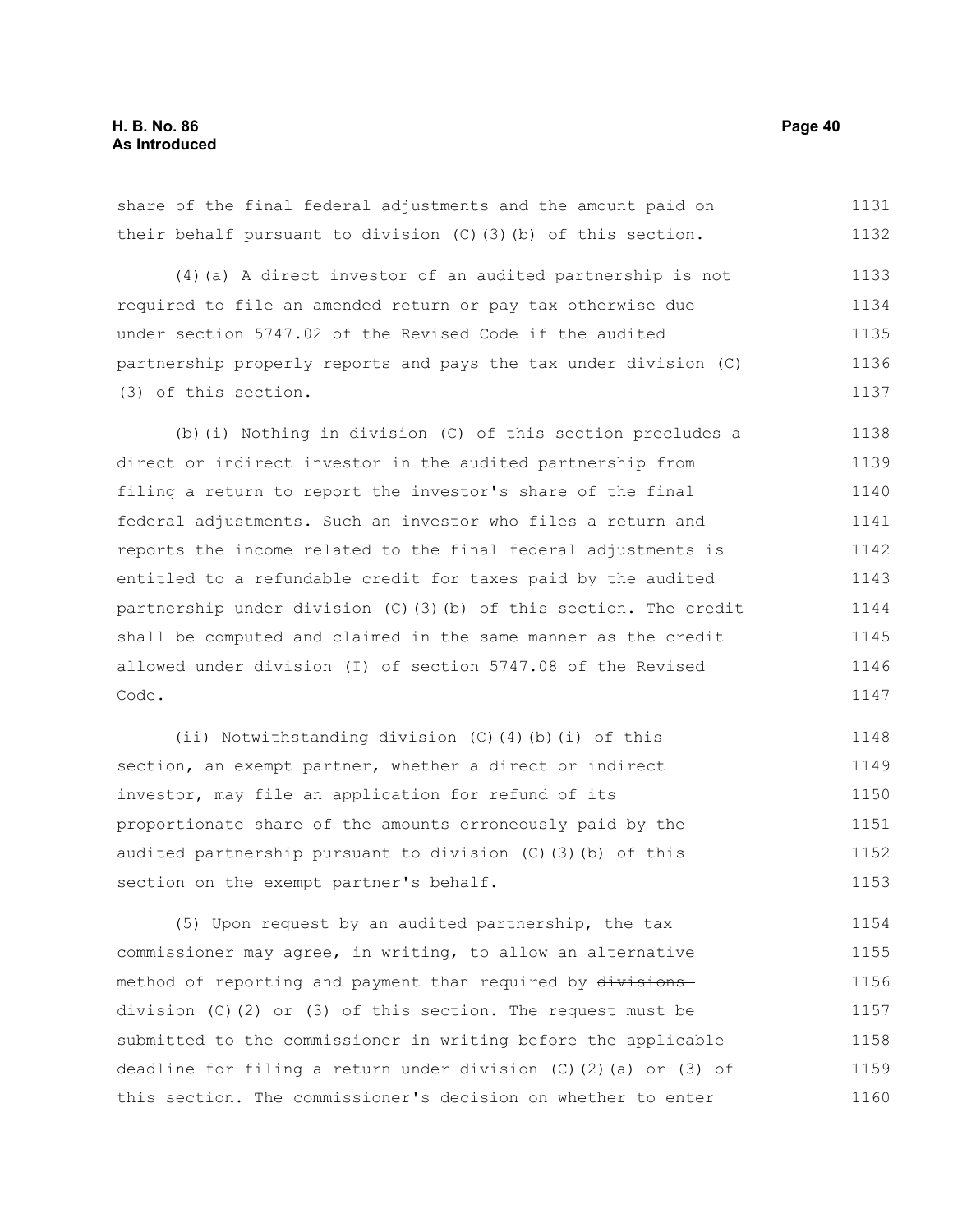share of the final federal adjustments and the amount paid on their behalf pursuant to division (C)(3)(b) of this section.

(4)(a) A direct investor of an audited partnership is not required to file an amended return or pay tax otherwise due under section 5747.02 of the Revised Code if the audited partnership properly reports and pays the tax under division (C)(3) of this section.

(b)(i) Nothing in division (C) of this section precludes a direct or indirect investor in the audited partnership from filing a return to report the investor's share of the final federal adjustments. Such an investor who files a return and reports the income related to the final federal adjustments is entitled to a refundable credit for taxes paid by the audited partnership under division (C)(3)(b) of this section. The credit shall be computed and claimed in the same manner as the credit allowed under division (I) of section 5747.08 of the Revised Code.

(ii) Notwithstanding division (C)(4)(b)(i) of this section, an exempt partner, whether a direct or indirect investor, may file an application for refund of its proportionate share of the amounts erroneously paid by the audited partnership pursuant to division (C)(3)(b) of this section on the exempt partner's behalf.

(5) Upon request by an audited partnership, the tax commissioner may agree, in writing, to allow an alternative method of reporting and payment than required by ~~divisions~~ division (C)(2) or (3) of this section. The request must be submitted to the commissioner in writing before the applicable deadline for filing a return under division (C)(2)(a) or (3) of this section. The commissioner's decision on whether to enter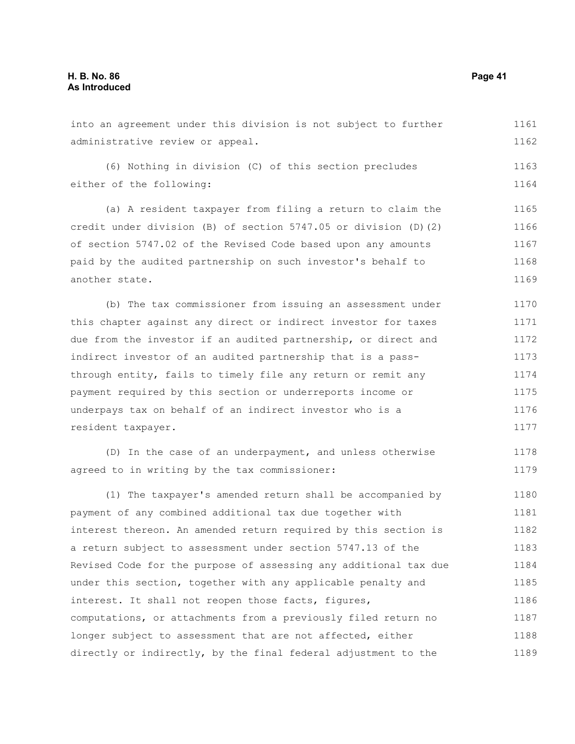into an agreement under this division is not subject to further administrative review or appeal.

(6) Nothing in division (C) of this section precludes either of the following:

(a) A resident taxpayer from filing a return to claim the credit under division (B) of section 5747.05 or division (D)(2) of section 5747.02 of the Revised Code based upon any amounts paid by the audited partnership on such investor's behalf to another state.

(b) The tax commissioner from issuing an assessment under this chapter against any direct or indirect investor for taxes due from the investor if an audited partnership, or direct and indirect investor of an audited partnership that is a pass-through entity, fails to timely file any return or remit any payment required by this section or underreports income or underpays tax on behalf of an indirect investor who is a resident taxpayer.

(D) In the case of an underpayment, and unless otherwise agreed to in writing by the tax commissioner:

(1) The taxpayer's amended return shall be accompanied by payment of any combined additional tax due together with interest thereon. An amended return required by this section is a return subject to assessment under section 5747.13 of the Revised Code for the purpose of assessing any additional tax due under this section, together with any applicable penalty and interest. It shall not reopen those facts, figures, computations, or attachments from a previously filed return no longer subject to assessment that are not affected, either directly or indirectly, by the final federal adjustment to the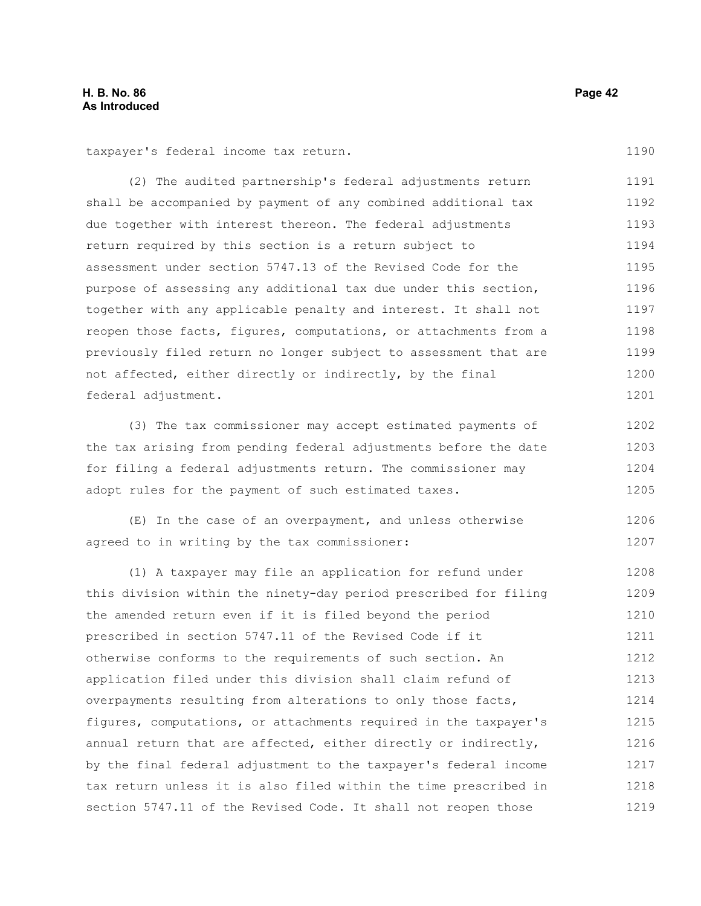taxpayer's federal income tax return.

(2) The audited partnership's federal adjustments return shall be accompanied by payment of any combined additional tax due together with interest thereon. The federal adjustments return required by this section is a return subject to assessment under section 5747.13 of the Revised Code for the purpose of assessing any additional tax due under this section, together with any applicable penalty and interest. It shall not reopen those facts, figures, computations, or attachments from a previously filed return no longer subject to assessment that are not affected, either directly or indirectly, by the final federal adjustment.

(3) The tax commissioner may accept estimated payments of the tax arising from pending federal adjustments before the date for filing a federal adjustments return. The commissioner may adopt rules for the payment of such estimated taxes.

(E) In the case of an overpayment, and unless otherwise agreed to in writing by the tax commissioner:

(1) A taxpayer may file an application for refund under this division within the ninety-day period prescribed for filing the amended return even if it is filed beyond the period prescribed in section 5747.11 of the Revised Code if it otherwise conforms to the requirements of such section. An application filed under this division shall claim refund of overpayments resulting from alterations to only those facts, figures, computations, or attachments required in the taxpayer's annual return that are affected, either directly or indirectly, by the final federal adjustment to the taxpayer's federal income tax return unless it is also filed within the time prescribed in section 5747.11 of the Revised Code. It shall not reopen those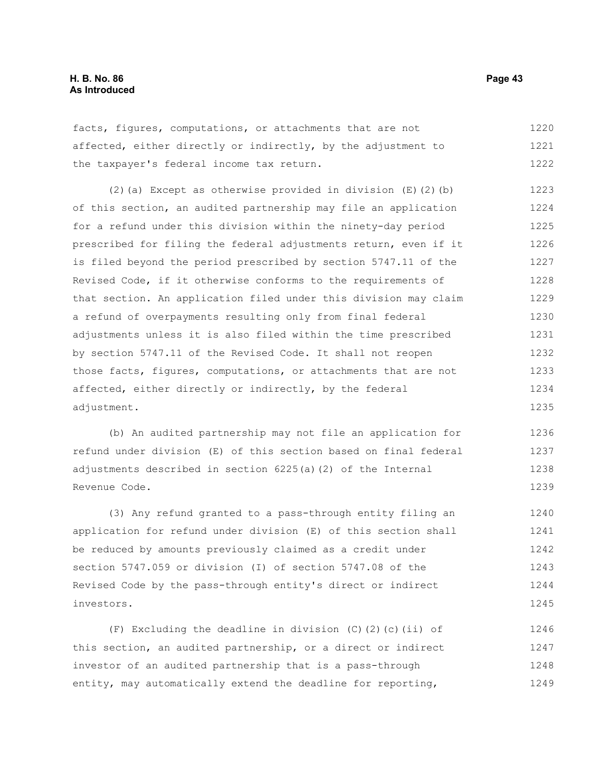facts, figures, computations, or attachments that are not affected, either directly or indirectly, by the adjustment to the taxpayer's federal income tax return.

(2)(a) Except as otherwise provided in division (E)(2)(b) of this section, an audited partnership may file an application for a refund under this division within the ninety-day period prescribed for filing the federal adjustments return, even if it is filed beyond the period prescribed by section 5747.11 of the Revised Code, if it otherwise conforms to the requirements of that section. An application filed under this division may claim a refund of overpayments resulting only from final federal adjustments unless it is also filed within the time prescribed by section 5747.11 of the Revised Code. It shall not reopen those facts, figures, computations, or attachments that are not affected, either directly or indirectly, by the federal adjustment.

(b) An audited partnership may not file an application for refund under division (E) of this section based on final federal adjustments described in section 6225(a)(2) of the Internal Revenue Code.

(3) Any refund granted to a pass-through entity filing an application for refund under division (E) of this section shall be reduced by amounts previously claimed as a credit under section 5747.059 or division (I) of section 5747.08 of the Revised Code by the pass-through entity's direct or indirect investors.

(F) Excluding the deadline in division (C)(2)(c)(ii) of this section, an audited partnership, or a direct or indirect investor of an audited partnership that is a pass-through entity, may automatically extend the deadline for reporting,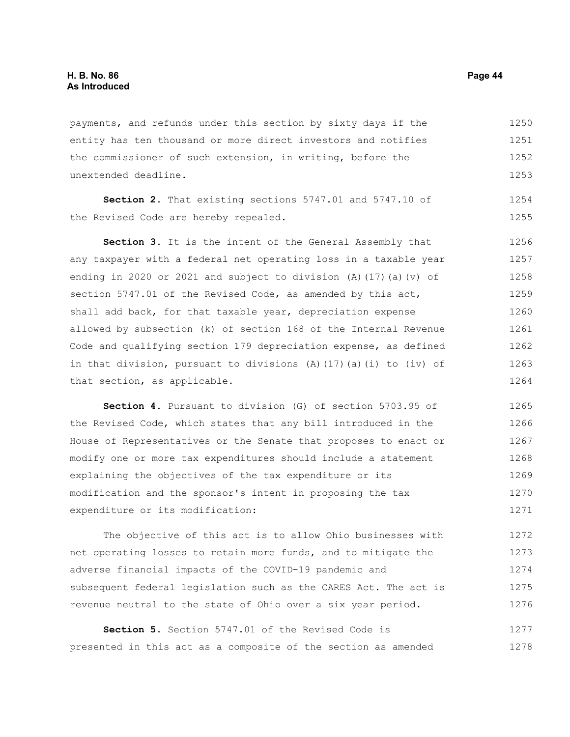payments, and refunds under this section by sixty days if the entity has ten thousand or more direct investors and notifies the commissioner of such extension, in writing, before the unextended deadline.

**Section 2.** That existing sections 5747.01 and 5747.10 of the Revised Code are hereby repealed.

**Section 3.** It is the intent of the General Assembly that any taxpayer with a federal net operating loss in a taxable year ending in 2020 or 2021 and subject to division (A)(17)(a)(v) of section 5747.01 of the Revised Code, as amended by this act, shall add back, for that taxable year, depreciation expense allowed by subsection (k) of section 168 of the Internal Revenue Code and qualifying section 179 depreciation expense, as defined in that division, pursuant to divisions (A)(17)(a)(i) to (iv) of that section, as applicable.

**Section 4.** Pursuant to division (G) of section 5703.95 of the Revised Code, which states that any bill introduced in the House of Representatives or the Senate that proposes to enact or modify one or more tax expenditures should include a statement explaining the objectives of the tax expenditure or its modification and the sponsor's intent in proposing the tax expenditure or its modification:

The objective of this act is to allow Ohio businesses with net operating losses to retain more funds, and to mitigate the adverse financial impacts of the COVID-19 pandemic and subsequent federal legislation such as the CARES Act. The act is revenue neutral to the state of Ohio over a six year period.

**Section 5.** Section 5747.01 of the Revised Code is presented in this act as a composite of the section as amended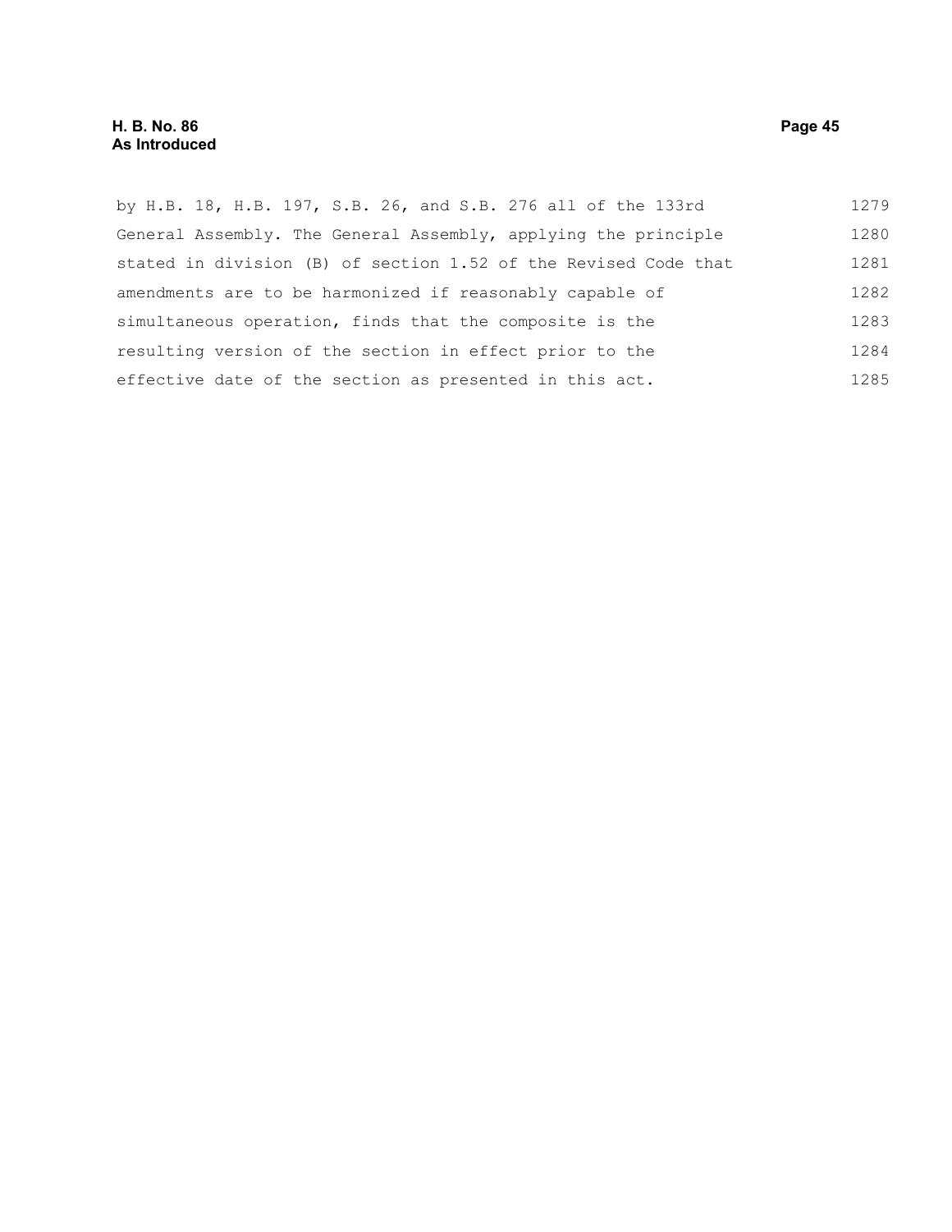by H.B. 18, H.B. 197, S.B. 26, and S.B. 276 all of the 133rd General Assembly. The General Assembly, applying the principle stated in division (B) of section 1.52 of the Revised Code that amendments are to be harmonized if reasonably capable of simultaneous operation, finds that the composite is the resulting version of the section in effect prior to the effective date of the section as presented in this act.